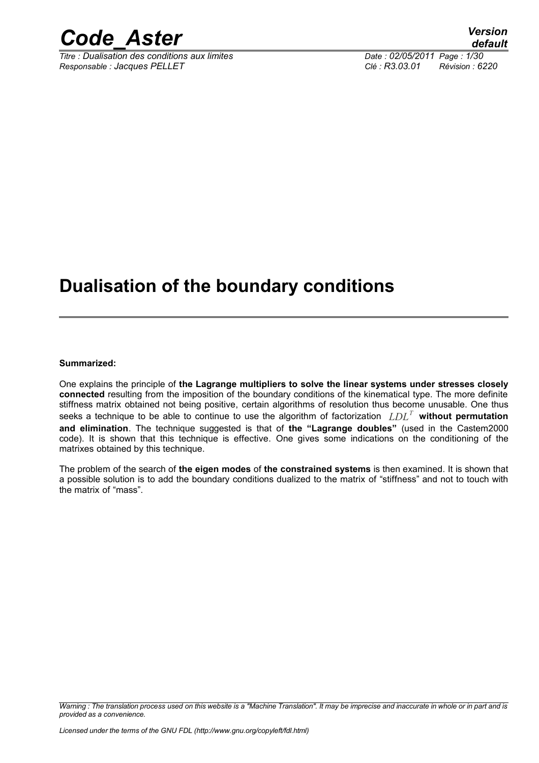# Dualisation of the boundary conditions

**Summarized:**

One explains the principle of **the Lagrange multipliers to solve the linear systems under stresses closely connected** resulting from the imposition of the boundary conditions of the kinematical type. The more definite stiffness matrix obtained not being positive, certain algorithms of resolution thus become unusable. One thus seeks a technique to be able to continue to use the algorithm of factorization $LDL^T$ **without permutation and elimination**. The technique suggested is that of **the "Lagrange doubles"** (used in the Castem2000 code). It is shown that this technique is effective. One gives some indications on the conditioning of the matrixes obtained by this technique.

The problem of the search of **the eigen modes** of **the constrained systems** is then examined. It is shown that a possible solution is to add the boundary conditions dualized to the matrix of "stiffness" and not to touch with the matrix of "mass".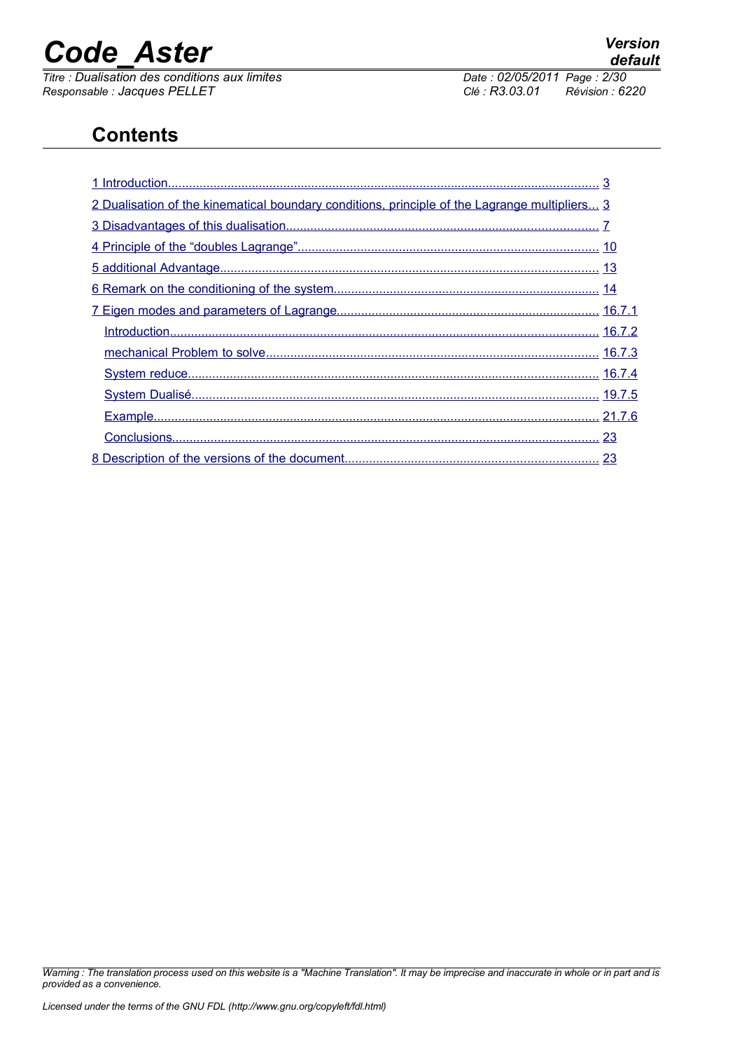## Contents

1 Introduction........................................................................................................................ 3

2 Dualisation of the kinematical boundary conditions, principle of the Lagrange multipliers... 3

3 Disadvantages of this dualisation........................................................................................ 7

4 Principle of the “doubles Lagrange”..................................................................................... 10

5 additional Advantage........................................................................................................... 13

6 Remark on the conditioning of the system........................................................................... 14

7 Eigen modes and parameters of Lagrange.......................................................................... 16.7.1

Introduction.............................................................................................................................. 16.7.2

mechanical Problem to solve.................................................................................................. 16.7.3

System reduce......................................................................................................................... 16.7.4

System Dualisé........................................................................................................................ 19.7.5

Example................................................................................................................................... 21.7.6

Conclusions.............................................................................................................................. 23

8 Description of the versions of the document......................................................................... 23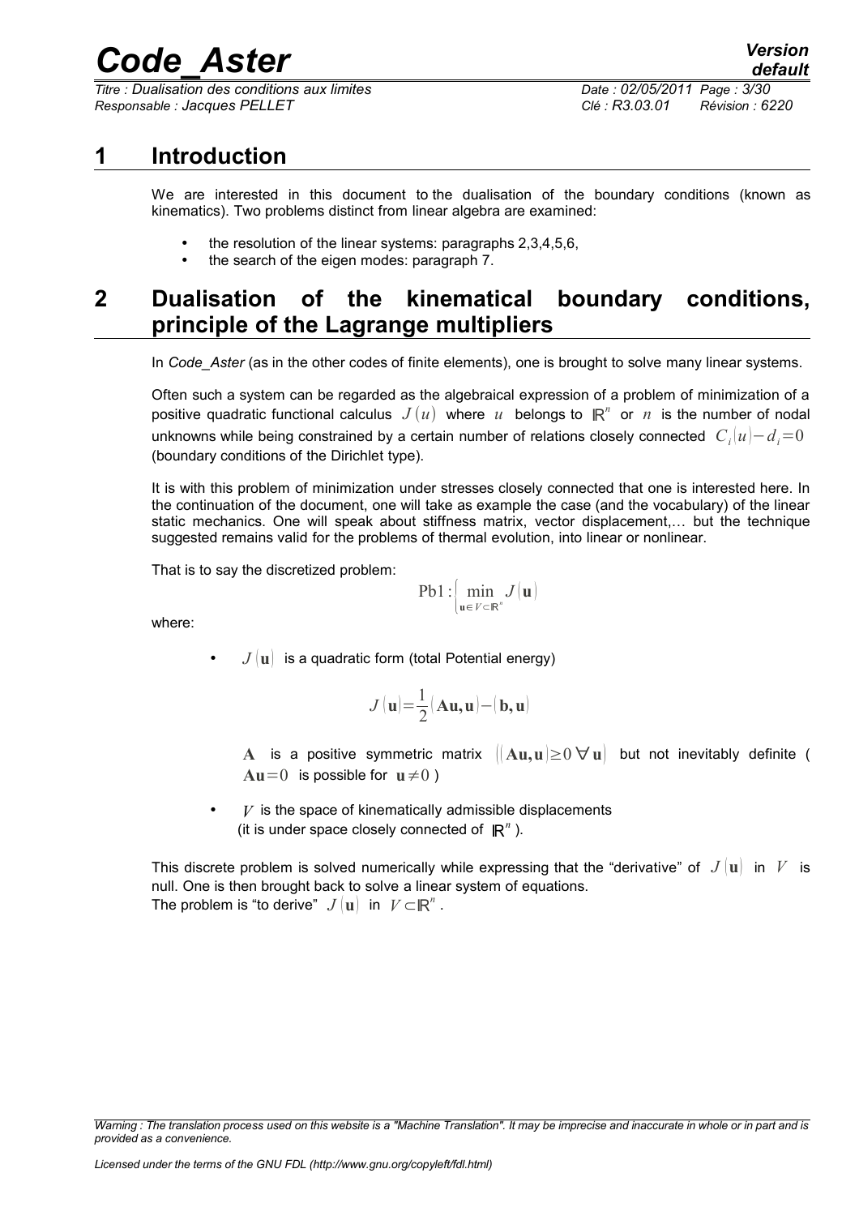# 1 Introduction

We are interested in this document to the dualisation of the boundary conditions (known as kinematics). Two problems distinct from linear algebra are examined:

- the resolution of the linear systems: paragraphs 2,3,4,5,6,
- the search of the eigen modes: paragraph 7.

# 2 Dualisation of the kinematical boundary conditions, principle of the Lagrange multipliers

In *Code_Aster* (as in the other codes of finite elements), one is brought to solve many linear systems.

Often such a system can be regarded as the algebraical expression of a problem of minimization of a positive quadratic functional calculus $J(u)$ where $u$ belongs to $\mathbb{R}^n$ or $n$ is the number of nodal unknowns while being constrained by a certain number of relations closely connected $C_i(u)-d_i=0$ (boundary conditions of the Dirichlet type).

It is with this problem of minimization under stresses closely connected that one is interested here. In the continuation of the document, one will take as example the case (and the vocabulary) of the linear static mechanics. One will speak about stiffness matrix, vector displacement,… but the technique suggested remains valid for the problems of thermal evolution, into linear or nonlinear.

That is to say the discretized problem:

$$\text{Pb1}:\left\{ \min_{\mathbf{u}\in V\subset\mathbb{R}^n} J(\mathbf{u}) \right.$$

where:

- $J(\mathbf{u})$ is a quadratic form (total Potential energy)

$$J(\mathbf{u})=\frac{1}{2}(\mathbf{A}\mathbf{u},\mathbf{u})-(\mathbf{b},\mathbf{u})$$

  $\mathbf{A}$ is a positive symmetric matrix $\left((\mathbf{A}\mathbf{u},\mathbf{u})\geq 0\ \forall\,\mathbf{u}\right)$ but not inevitably definite ( $\mathbf{A}\mathbf{u}=0$ is possible for $\mathbf{u}\neq 0$ )

- $V$ is the space of kinematically admissible displacements (it is under space closely connected of $\mathbb{R}^n$ ).

This discrete problem is solved numerically while expressing that the "derivative" of $J(\mathbf{u})$ in $V$ is null. One is then brought back to solve a linear system of equations.
The problem is "to derive" $J(\mathbf{u})$ in $V\subset\mathbb{R}^n$.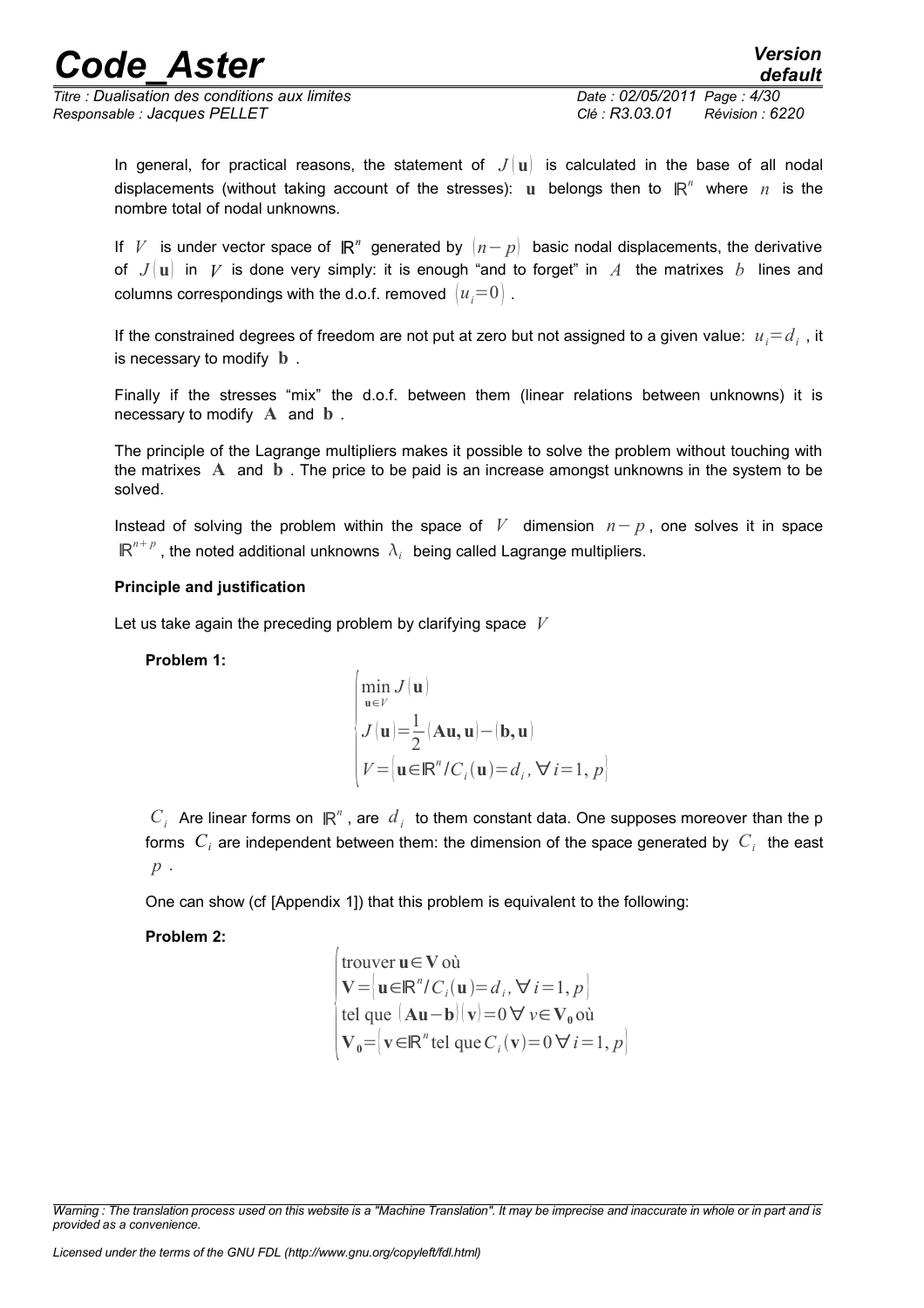In general, for practical reasons, the statement of $J(\mathbf{u})$ is calculated in the base of all nodal displacements (without taking account of the stresses): $\mathbf{u}$ belongs then to $\mathbb{R}^n$ where $n$ is the nombre total of nodal unknowns.

If $V$ is under vector space of $\mathbb{R}^n$ generated by $(n-p)$ basic nodal displacements, the derivative of $J(\mathbf{u})$ in $V$ is done very simply: it is enough "and to forget" in $A$ the matrixes $b$ lines and columns correspondings with the d.o.f. removed $(u_i=0)$.

If the constrained degrees of freedom are not put at zero but not assigned to a given value: $u_i=d_i$, it is necessary to modify $\mathbf{b}$.

Finally if the stresses "mix" the d.o.f. between them (linear relations between unknowns) it is necessary to modify $\mathbf{A}$ and $\mathbf{b}$.

The principle of the Lagrange multipliers makes it possible to solve the problem without touching with the matrixes $\mathbf{A}$ and $\mathbf{b}$. The price to be paid is an increase amongst unknowns in the system to be solved.

Instead of solving the problem within the space of $V$ dimension $n-p$, one solves it in space $\mathbb{R}^{n+p}$, the noted additional unknowns $\lambda_i$ being called Lagrange multipliers.

**Principle and justification**

Let us take again the preceding problem by clarifying space $V$

**Problem 1:**

$$\begin{cases} \min\limits_{\mathbf{u}\in V} J(\mathbf{u}) \\ J(\mathbf{u})=\dfrac{1}{2}(\mathbf{Au},\mathbf{u})-(\mathbf{b},\mathbf{u}) \\ V=\{\mathbf{u}\in\mathbb{R}^n / C_i(\mathbf{u})=d_i,\ \forall\, i=1,p\} \end{cases}$$

$C_i$ Are linear forms on $\mathbb{R}^n$, are $d_i$ to them constant data. One supposes moreover than the p forms $C_i$ are independent between them: the dimension of the space generated by $C_i$ the east $p$.

One can show (cf [Appendix 1]) that this problem is equivalent to the following:

**Problem 2:**

$$\begin{cases} \text{trouver } \mathbf{u}\in\mathbf{V} \text{ où} \\ \mathbf{V}=\{\mathbf{u}\in\mathbb{R}^n / C_i(\mathbf{u})=d_i,\ \forall\, i=1,p\} \\ \text{tel que } (\mathbf{Au}-\mathbf{b})(\mathbf{v})=0\ \forall\, v\in\mathbf{V_0} \text{ où} \\ \mathbf{V_0}=\{\mathbf{v}\in\mathbb{R}^n \text{ tel que } C_i(\mathbf{v})=0\ \forall\, i=1,p\} \end{cases}$$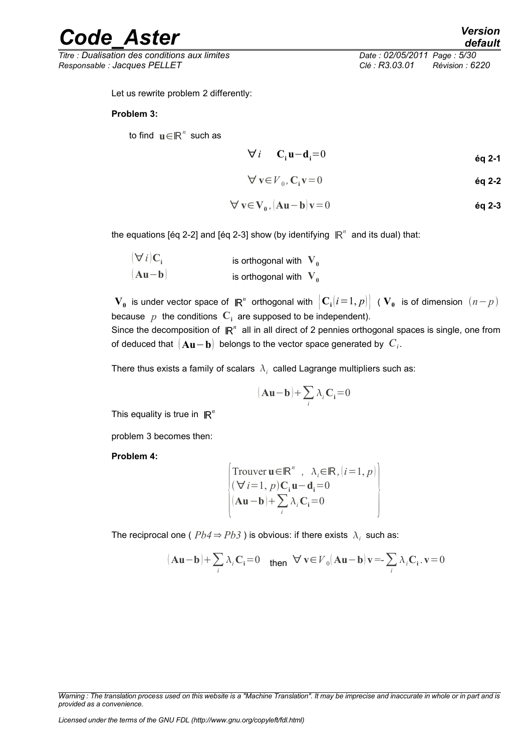Let us rewrite problem 2 differently:

**Problem 3:**

to find $\mathbf{u} \in \mathbb{R}^n$ such as

$$\forall i \quad \mathbf{C_i u} - \mathbf{d_i} = 0 \qquad \textbf{éq 2-1}$$

$$\forall \mathbf{v} \in V_0, \mathbf{C_i v} = 0 \qquad \textbf{éq 2-2}$$

$$\forall \mathbf{v} \in \mathbf{V_0}, (\mathbf{Au} - \mathbf{b}) \mathbf{v} = 0 \qquad \textbf{éq 2-3}$$

the equations [éq 2-2] and [éq 2-3] show (by identifying $\mathbb{R}^n$ and its dual) that:

| | |
|---|---|
| $(\forall i) \mathbf{C_i}$ | is orthogonal with $\mathbf{V_0}$ |
| $(\mathbf{Au} - \mathbf{b})$ | is orthogonal with $\mathbf{V_0}$ |

$\mathbf{V_0}$ is under vector space of $\mathbb{R}^n$ orthogonal with $\{\mathbf{C_i} (i=1, p)\}$ ( $\mathbf{V_0}$ is of dimension $(n-p)$ because $p$ the conditions $\mathbf{C_i}$ are supposed to be independent).
Since the decomposition of $\mathbb{R}^n$ all in all direct of 2 pennies orthogonal spaces is single, one from of deduced that $(\mathbf{Au} - \mathbf{b})$ belongs to the vector space generated by $C_i$.

There thus exists a family of scalars $\lambda_i$ called Lagrange multipliers such as:

$$(\mathbf{Au} - \mathbf{b}) + \sum_i \lambda_i \mathbf{C_i} = 0$$

This equality is true in $\mathbb{R}^n$

problem 3 becomes then:

**Problem 4:**

$$\left( \begin{array}{l} \text{Trouver } \mathbf{u} \in \mathbb{R}^n \;,\;\; \lambda_i \in \mathbb{R}, (i=1, p) \\ (\forall i=1, p) \mathbf{C_i u} - \mathbf{d_i} = 0 \\ (\mathbf{Au} - \mathbf{b}) + \sum_i \lambda_i \mathbf{C_i} = 0 \end{array} \right)$$

The reciprocal one ( $Pb4 \Rightarrow Pb3$ ) is obvious: if there exists $\lambda_i$ such as:

$$(\mathbf{Au} - \mathbf{b}) + \sum_i \lambda_i \mathbf{C_i} = 0 \quad \text{then} \quad \forall \mathbf{v} \in V_0 (\mathbf{Au} - \mathbf{b}) \mathbf{v} = -\sum_i \lambda_i \mathbf{C_i} . \mathbf{v} = 0$$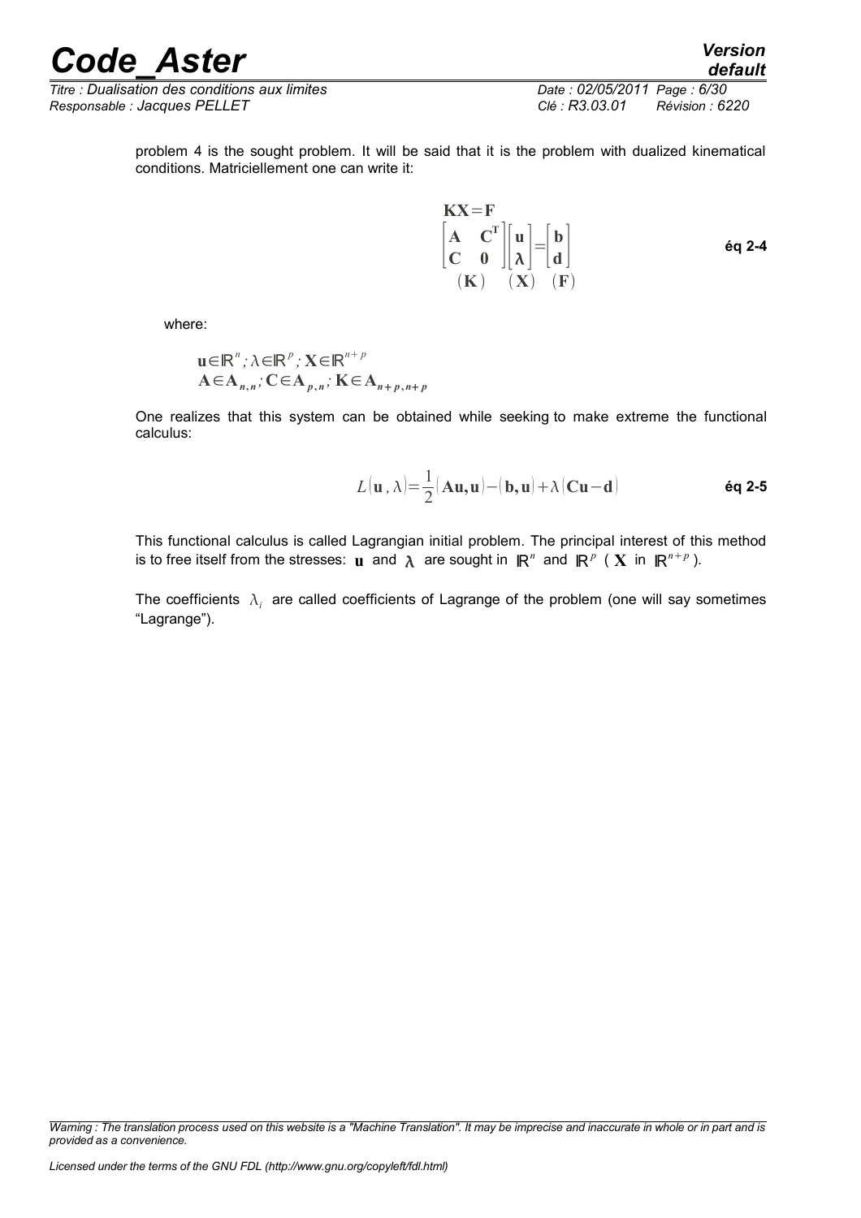problem 4 is the sought problem. It will be said that it is the problem with dualized kinematical conditions. Matriciellement one can write it:

$$
\begin{array}{c}
\mathbf{KX}=\mathbf{F} \\
\begin{bmatrix} \mathbf{A} & \mathbf{C}^{\mathrm{T}} \\ \mathbf{C} & \mathbf{0} \end{bmatrix} \begin{bmatrix} \mathbf{u} \\ \boldsymbol{\lambda} \end{bmatrix} = \begin{bmatrix} \mathbf{b} \\ \mathbf{d} \end{bmatrix} \\
(\mathbf{K}) \quad (\mathbf{X}) \quad (\mathbf{F})
\end{array}
\qquad \textbf{éq 2-4}
$$

where:

$$
\mathbf{u} \in \mathbb{R}^{n} ; \lambda \in \mathbb{R}^{p} ; \mathbf{X} \in \mathbb{R}^{n+p}
$$
$$
\mathbf{A} \in \mathbf{A}_{n,n} ; \mathbf{C} \in \mathbf{A}_{p,n} ; \mathbf{K} \in \mathbf{A}_{n+p,n+p}
$$

One realizes that this system can be obtained while seeking to make extreme the functional calculus:

$$
L(\mathbf{u}, \lambda) = \frac{1}{2}(\mathbf{Au}, \mathbf{u}) - (\mathbf{b}, \mathbf{u}) + \lambda(\mathbf{Cu} - \mathbf{d}) \qquad \textbf{éq 2-5}
$$

This functional calculus is called Lagrangian initial problem. The principal interest of this method is to free itself from the stresses: $\mathbf{u}$ and $\boldsymbol{\lambda}$ are sought in $\mathbb{R}^{n}$ and $\mathbb{R}^{p}$ ( $\mathbf{X}$ in $\mathbb{R}^{n+p}$ ).

The coefficients $\lambda_i$ are called coefficients of Lagrange of the problem (one will say sometimes "Lagrange").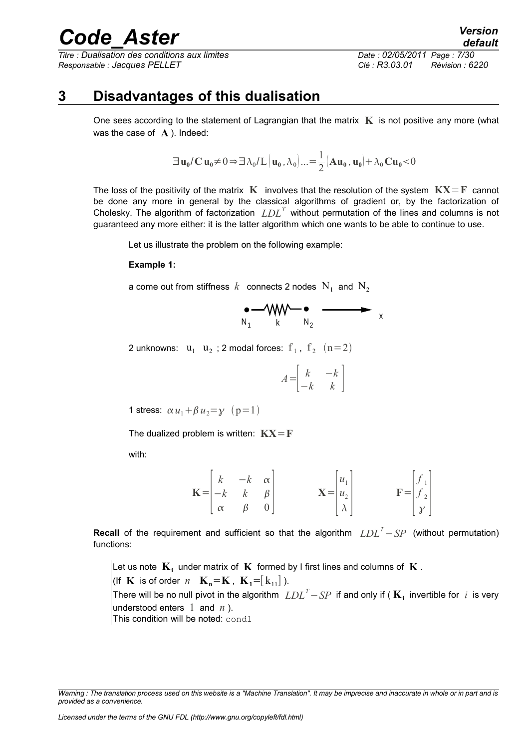# 3 Disadvantages of this dualisation

One sees according to the statement of Lagrangian that the matrix $\mathbf{K}$ is not positive any more (what was the case of $\mathbf{A}$ ). Indeed:

$$\exists \mathbf{u_0} / \mathbf{C}\, \mathbf{u_0} \neq 0 \Rightarrow \exists \lambda_0 / \mathrm{L}\left(\mathbf{u_0}, \lambda_0\right) ... = \frac{1}{2}\left(\mathbf{A}\mathbf{u_0}, \mathbf{u_0}\right) + \lambda_0\, \mathbf{C}\mathbf{u_0} < 0$$

The loss of the positivity of the matrix $\mathbf{K}$ involves that the resolution of the system $\mathbf{KX}=\mathbf{F}$ cannot be done any more in general by the classical algorithms of gradient or, by the factorization of Cholesky. The algorithm of factorization $LDL^T$ without permutation of the lines and columns is not guaranteed any more either: it is the latter algorithm which one wants to be able to continue to use.

Let us illustrate the problem on the following example:

**Example 1:**

a come out from stiffness $k$ connects 2 nodes $\mathrm{N}_1$ and $\mathrm{N}_2$

2 unknowns: $\mathrm{u}_1$ $\mathrm{u}_2$ ; 2 modal forces: $\mathrm{f}_1$, $\mathrm{f}_2$ $(\mathrm{n}=2)$

$$A=\begin{bmatrix} k & -k \\ -k & k \end{bmatrix}$$

1 stress: $\alpha u_1 + \beta u_2 = \gamma$ $(\mathrm{p}=1)$

The dualized problem is written: $\mathbf{KX}=\mathbf{F}$

with:

$$\mathbf{K}=\begin{bmatrix} k & -k & \alpha \\ -k & k & \beta \\ \alpha & \beta & 0 \end{bmatrix} \qquad \mathbf{X}=\begin{bmatrix} u_1 \\ u_2 \\ \lambda \end{bmatrix} \qquad \mathbf{F}=\begin{bmatrix} f_1 \\ f_2 \\ \gamma \end{bmatrix}$$

**Recall** of the requirement and sufficient so that the algorithm $LDL^T-SP$ (without permutation) functions:

Let us note $\mathbf{K_i}$ under matrix of $\mathbf{K}$ formed by I first lines and columns of $\mathbf{K}$.
(If $\mathbf{K}$ is of order $n$ $\mathbf{K_n}=\mathbf{K}$, $\mathbf{K_1}=[\mathrm{k}_{11}]$ ).
There will be no null pivot in the algorithm $LDL^T-SP$ if and only if ( $\mathbf{K_i}$ invertible for $i$ is very understood enters $1$ and $n$ ).
This condition will be noted: cond1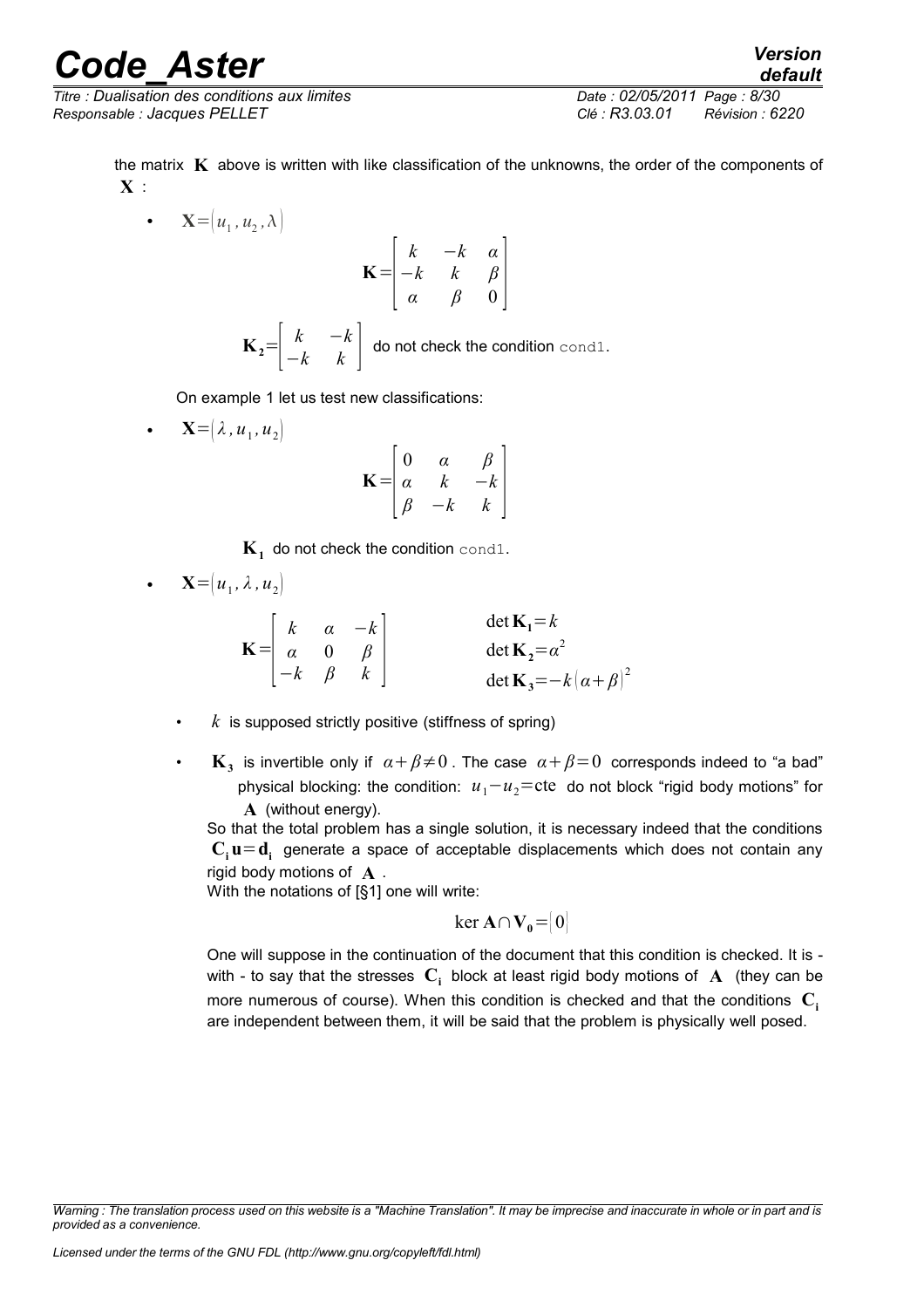the matrix $\mathbf{K}$ above is written with like classification of the unknowns, the order of the components of $\mathbf{X}$ :

- $\mathbf{X}=(u_1, u_2, \lambda)$

$$\mathbf{K}=\begin{bmatrix} k & -k & \alpha \\ -k & k & \beta \\ \alpha & \beta & 0 \end{bmatrix}$$

$\mathbf{K_2}=\begin{bmatrix} k & -k \\ -k & k \end{bmatrix}$ do not check the condition `cond1`.

On example 1 let us test new classifications:

- $\mathbf{X}=(\lambda, u_1, u_2)$

$$\mathbf{K}=\begin{bmatrix} 0 & \alpha & \beta \\ \alpha & k & -k \\ \beta & -k & k \end{bmatrix}$$

$\mathbf{K_1}$ do not check the condition `cond1`.

- $\mathbf{X}=(u_1, \lambda, u_2)$

$$\mathbf{K}=\begin{bmatrix} k & \alpha & -k \\ \alpha & 0 & \beta \\ -k & \beta & k \end{bmatrix} \qquad \begin{aligned} &\det \mathbf{K_1}=k \\ &\det \mathbf{K_2}=\alpha^2 \\ &\det \mathbf{K_3}=-k(\alpha+\beta)^2 \end{aligned}$$

   - $k$ is supposed strictly positive (stiffness of spring)
   - $\mathbf{K_3}$ is invertible only if $\alpha+\beta \neq 0$. The case $\alpha+\beta=0$ corresponds indeed to "a bad" physical blocking: the condition: $u_1-u_2=\text{cte}$ do not block "rigid body motions" for $\mathbf{A}$ (without energy).

   So that the total problem has a single solution, it is necessary indeed that the conditions $\mathbf{C_i}\mathbf{u}=\mathbf{d_i}$ generate a space of acceptable displacements which does not contain any rigid body motions of $\mathbf{A}$.

   With the notations of [§1] one will write:

$$\ker \mathbf{A} \cap \mathbf{V_0}=\{0\}$$

   One will suppose in the continuation of the document that this condition is checked. It is - with - to say that the stresses $\mathbf{C_i}$ block at least rigid body motions of $\mathbf{A}$ (they can be more numerous of course). When this condition is checked and that the conditions $\mathbf{C_i}$ are independent between them, it will be said that the problem is physically well posed.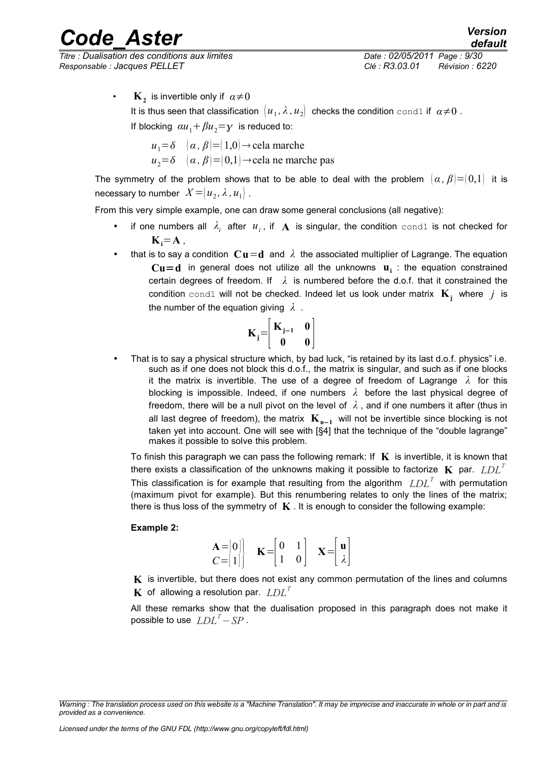- $\mathbf{K_2}$ is invertible only if $\alpha \neq 0$

  It is thus seen that classification $(u_1, \lambda, u_2)$ checks the condition `cond1` if $\alpha \neq 0$.

  If blocking $\alpha u_1 + \beta u_2 = \gamma$ is reduced to:

  $$u_1 = \delta \quad (\alpha, \beta) = (1,0) \rightarrow \text{cela marche}$$
  $$u_2 = \delta \quad (\alpha, \beta) = (0,1) \rightarrow \text{cela ne marche pas}$$

The symmetry of the problem shows that to be able to deal with the problem $(\alpha, \beta) = (0,1)$ it is necessary to number $X = (u_2, \lambda, u_1)$.

From this very simple example, one can draw some general conclusions (all negative):

- if one numbers all $\lambda_i$ after $u_i$, if $\mathbf{A}$ is singular, the condition `cond1` is not checked for $\mathbf{K_i} = \mathbf{A}$,
- that is to say a condition $\mathbf{Cu} = \mathbf{d}$ and $\lambda$ the associated multiplier of Lagrange. The equation $\mathbf{Cu} = \mathbf{d}$ in general does not utilize all the unknowns $\mathbf{u_i}$ : the equation constrained certain degrees of freedom. If $\lambda$ is numbered before the d.o.f. that it constrained the condition `cond1` will not be checked. Indeed let us look under matrix $\mathbf{K_j}$ where $j$ is the number of the equation giving $\lambda$.

  $$\mathbf{K_j} = \begin{bmatrix} \mathbf{K_{j-1}} & \mathbf{0} \\ \mathbf{0} & \mathbf{0} \end{bmatrix}$$

- That is to say a physical structure which, by bad luck, "is retained by its last d.o.f. physics" i.e. such as if one does not block this d.o.f., the matrix is singular, and such as if one blocks it the matrix is invertible. The use of a degree of freedom of Lagrange $\lambda$ for this blocking is impossible. Indeed, if one numbers $\lambda$ before the last physical degree of freedom, there will be a null pivot on the level of $\lambda$, and if one numbers it after (thus in all last degree of freedom), the matrix $\mathbf{K_{n-1}}$ will not be invertible since blocking is not taken yet into account. One will see with [§4] that the technique of the "double lagrange" makes it possible to solve this problem.

To finish this paragraph we can pass the following remark: If $\mathbf{K}$ is invertible, it is known that there exists a classification of the unknowns making it possible to factorize $\mathbf{K}$ par. $LDL^T$ This classification is for example that resulting from the algorithm $LDL^T$ with permutation (maximum pivot for example). But this renumbering relates to only the lines of the matrix; there is thus loss of the symmetry of $\mathbf{K}$. It is enough to consider the following example:

**Example 2:**

$$\left.\begin{matrix} \mathbf{A} = [0] \\ C = [1] \end{matrix}\right\} \quad \mathbf{K} = \begin{bmatrix} 0 & 1 \\ 1 & 0 \end{bmatrix} \quad \mathbf{X} = \begin{bmatrix} \mathbf{u} \\ \lambda \end{bmatrix}$$

$\mathbf{K}$ is invertible, but there does not exist any common permutation of the lines and columns $\mathbf{K}$ of allowing a resolution par. $LDL^T$

All these remarks show that the dualisation proposed in this paragraph does not make it possible to use $LDL^T - SP$.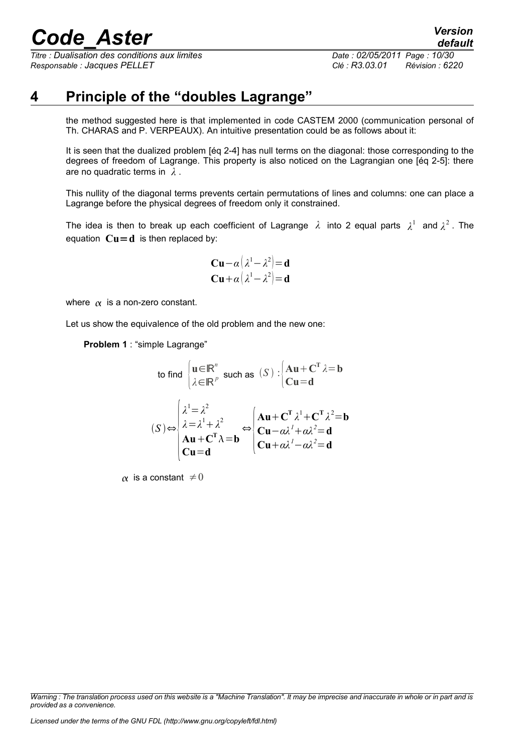# 4 Principle of the "doubles Lagrange"

the method suggested here is that implemented in code CASTEM 2000 (communication personal of Th. CHARAS and P. VERPEAUX). An intuitive presentation could be as follows about it:

It is seen that the dualized problem [éq 2-4] has null terms on the diagonal: those corresponding to the degrees of freedom of Lagrange. This property is also noticed on the Lagrangian one [éq 2-5]: there are no quadratic terms in $\lambda$.

This nullity of the diagonal terms prevents certain permutations of lines and columns: one can place a Lagrange before the physical degrees of freedom only it constrained.

The idea is then to break up each coefficient of Lagrange $\lambda$ into 2 equal parts $\lambda^1$ and $\lambda^2$. The equation $\mathbf{Cu=d}$ is then replaced by:

$$
\begin{aligned}
\mathbf{Cu} - \alpha\left(\lambda^1 - \lambda^2\right) &= \mathbf{d} \\
\mathbf{Cu} + \alpha\left(\lambda^1 - \lambda^2\right) &= \mathbf{d}
\end{aligned}
$$

where $\alpha$ is a non-zero constant.

Let us show the equivalence of the old problem and the new one:

**Problem 1** : "simple Lagrange"

$$
\text{to find } \begin{cases} \mathbf{u} \in \mathbb{R}^n \\ \lambda \in \mathbb{R}^p \end{cases} \text{ such as } (S) : \begin{cases} \mathbf{Au} + \mathbf{C^T}\lambda = \mathbf{b} \\ \mathbf{Cu} = \mathbf{d} \end{cases}
$$

$$
(S) \Leftrightarrow \begin{cases} \lambda^1 = \lambda^2 \\ \lambda = \lambda^1 + \lambda^2 \\ \mathbf{Au} + \mathbf{C^T}\lambda = \mathbf{b} \\ \mathbf{Cu} = \mathbf{d} \end{cases} \Leftrightarrow \begin{cases} \mathbf{Au} + \mathbf{C^T}\lambda^1 + \mathbf{C^T}\lambda^2 = \mathbf{b} \\ \mathbf{Cu} - \alpha\lambda^1 + \alpha\lambda^2 = \mathbf{d} \\ \mathbf{Cu} + \alpha\lambda^1 - \alpha\lambda^2 = \mathbf{d} \end{cases}
$$

$\alpha$ is a constant $\neq 0$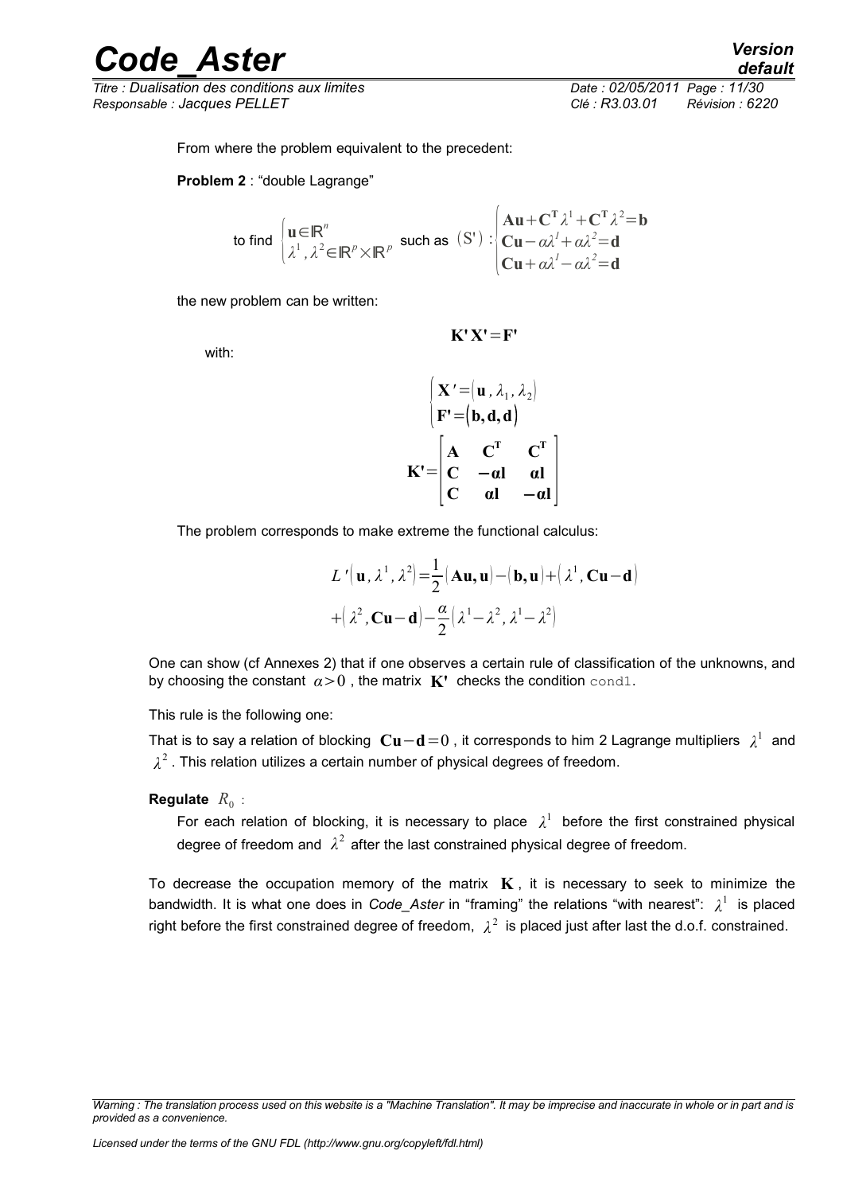From where the problem equivalent to the precedent:

**Problem 2** : "double Lagrange"

to find $\begin{cases} \mathbf{u} \in \mathbb{R}^n \\ \lambda^1, \lambda^2 \in \mathbb{R}^p \times \mathbb{R}^p \end{cases}$ such as $(\mathrm{S'}) : \begin{cases} \mathbf{Au} + \mathbf{C^T} \lambda^1 + \mathbf{C^T} \lambda^2 = \mathbf{b} \\ \mathbf{Cu} - \alpha \lambda^1 + \alpha \lambda^2 = \mathbf{d} \\ \mathbf{Cu} + \alpha \lambda^1 - \alpha \lambda^2 = \mathbf{d} \end{cases}$

the new problem can be written:

$$\mathbf{K'X'} = \mathbf{F'}$$

with:

$$\begin{cases} \mathbf{X'} = (\mathbf{u}, \lambda_1, \lambda_2) \\ \mathbf{F'} = (\mathbf{b}, \mathbf{d}, \mathbf{d}) \end{cases}$$

$$\mathbf{K'} = \begin{bmatrix} \mathbf{A} & \mathbf{C^T} & \mathbf{C^T} \\ \mathbf{C} & -\alpha \mathbf{I} & \alpha \mathbf{I} \\ \mathbf{C} & \alpha \mathbf{I} & -\alpha \mathbf{I} \end{bmatrix}$$

The problem corresponds to make extreme the functional calculus:

$$L'(\mathbf{u}, \lambda^1, \lambda^2) = \frac{1}{2}(\mathbf{Au}, \mathbf{u}) - (\mathbf{b}, \mathbf{u}) + (\lambda^1, \mathbf{Cu} - \mathbf{d})$$
$$+ (\lambda^2, \mathbf{Cu} - \mathbf{d}) - \frac{\alpha}{2}(\lambda^1 - \lambda^2, \lambda^1 - \lambda^2)$$

One can show (cf Annexes 2) that if one observes a certain rule of classification of the unknowns, and by choosing the constant $\alpha > 0$ , the matrix $\mathbf{K'}$ checks the condition `cond1`.

This rule is the following one:

That is to say a relation of blocking $\mathbf{Cu} - \mathbf{d} = 0$ , it corresponds to him 2 Lagrange multipliers $\lambda^1$ and $\lambda^2$ . This relation utilizes a certain number of physical degrees of freedom.

**Regulate** $R_0$ :

For each relation of blocking, it is necessary to place $\lambda^1$ before the first constrained physical degree of freedom and $\lambda^2$ after the last constrained physical degree of freedom.

To decrease the occupation memory of the matrix $\mathbf{K}$ , it is necessary to seek to minimize the bandwidth. It is what one does in *Code_Aster* in "framing" the relations "with nearest": $\lambda^1$ is placed right before the first constrained degree of freedom, $\lambda^2$ is placed just after last the d.o.f. constrained.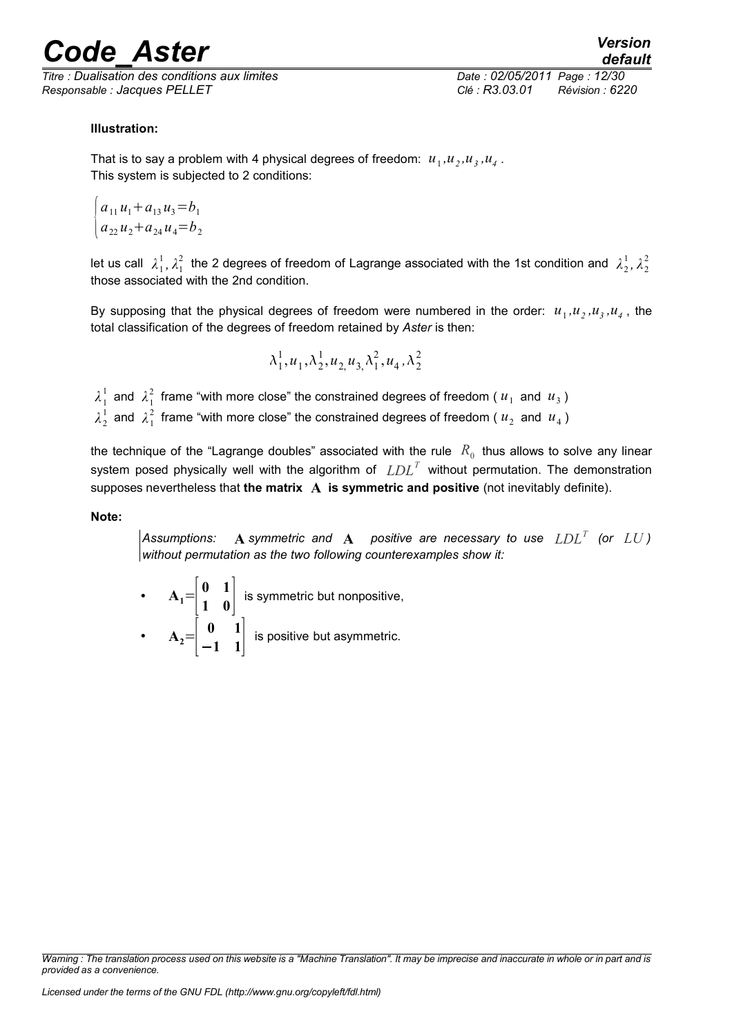**Illustration:**

That is to say a problem with 4 physical degrees of freedom: $u_1, u_2, u_3, u_4$.
This system is subjected to 2 conditions:

$$\begin{cases} a_{11}u_1 + a_{13}u_3 = b_1 \\ a_{22}u_2 + a_{24}u_4 = b_2 \end{cases}$$

let us call $\lambda_1^1, \lambda_1^2$ the 2 degrees of freedom of Lagrange associated with the 1st condition and $\lambda_2^1, \lambda_2^2$ those associated with the 2nd condition.

By supposing that the physical degrees of freedom were numbered in the order: $u_1, u_2, u_3, u_4$, the total classification of the degrees of freedom retained by *Aster* is then:

$$\lambda_1^1, u_1, \lambda_2^1, u_2, u_3, \lambda_1^2, u_4, \lambda_2^2$$

$\lambda_1^1$ and $\lambda_1^2$ frame "with more close" the constrained degrees of freedom ( $u_1$ and $u_3$ )
$\lambda_2^1$ and $\lambda_1^2$ frame "with more close" the constrained degrees of freedom ( $u_2$ and $u_4$ )

the technique of the "Lagrange doubles" associated with the rule $R_0$ thus allows to solve any linear system posed physically well with the algorithm of $LDL^T$ without permutation. The demonstration supposes nevertheless that **the matrix $\mathbf{A}$ is symmetric and positive** (not inevitably definite).

**Note:**

*Assumptions: $\mathbf{A}$ symmetric and $\mathbf{A}$ positive are necessary to use $LDL^T$ (or $LU$) without permutation as the two following counterexamples show it:*

- $\mathbf{A_1} = \begin{bmatrix} \mathbf{0} & \mathbf{1} \\ \mathbf{1} & \mathbf{0} \end{bmatrix}$ is symmetric but nonpositive,
- $\mathbf{A_2} = \begin{bmatrix} \mathbf{0} & \mathbf{1} \\ \mathbf{-1} & \mathbf{1} \end{bmatrix}$ is positive but asymmetric.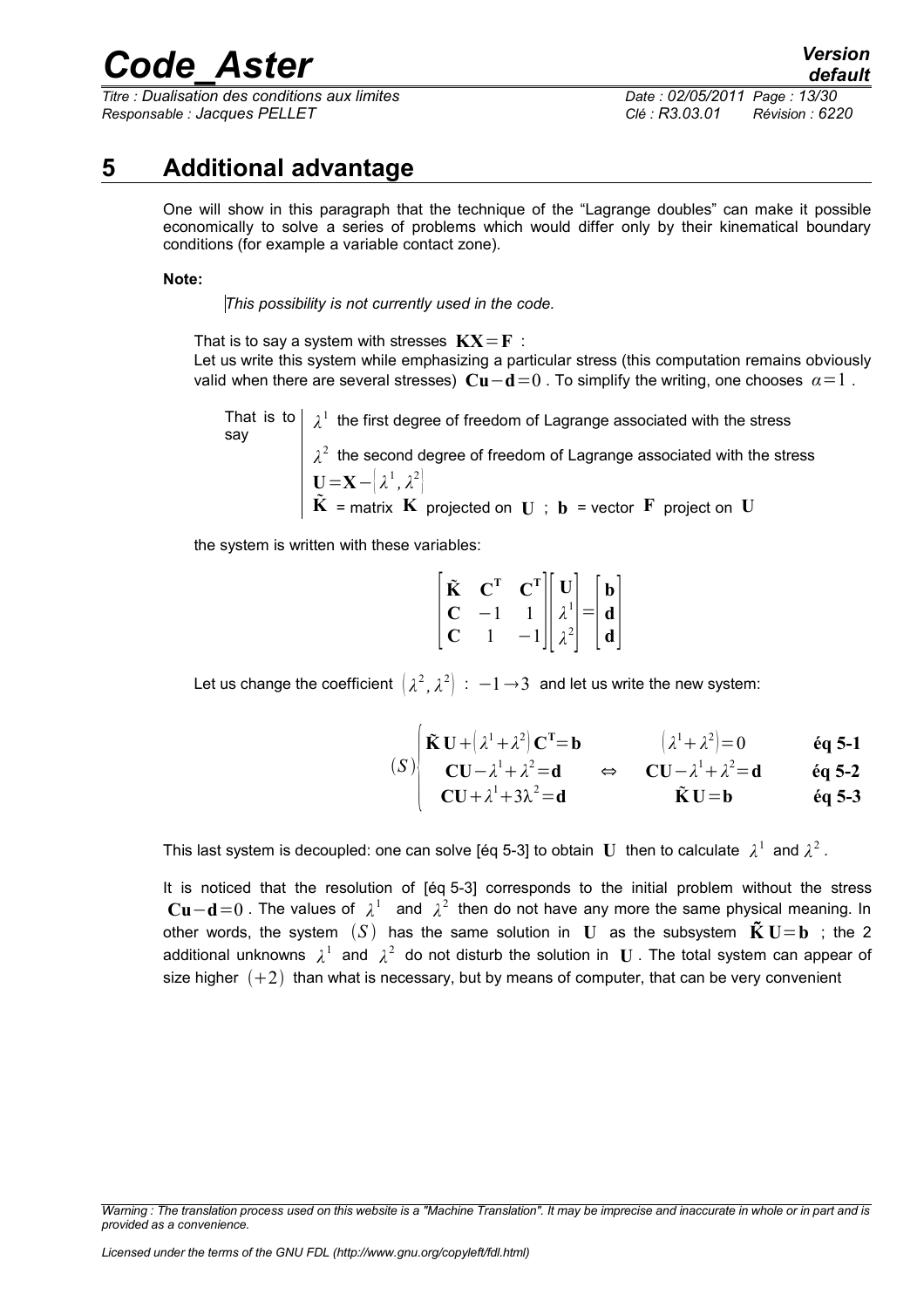# 5 Additional advantage

One will show in this paragraph that the technique of the "Lagrange doubles" can make it possible economically to solve a series of problems which would differ only by their kinematical boundary conditions (for example a variable contact zone).

**Note:**

*This possibility is not currently used in the code.*

That is to say a system with stresses $\mathbf{KX}=\mathbf{F}$ :

Let us write this system while emphasizing a particular stress (this computation remains obviously valid when there are several stresses) $\mathbf{Cu}-\mathbf{d}=0$ . To simplify the writing, one chooses $\alpha=1$ .

That is to say

- $\lambda^1$ the first degree of freedom of Lagrange associated with the stress
- $\lambda^2$ the second degree of freedom of Lagrange associated with the stress
- $\mathbf{U}=\mathbf{X}-\left[\lambda^1,\lambda^2\right]$
- $\tilde{\mathbf{K}}$ = matrix $\mathbf{K}$ projected on $\mathbf{U}$ ; $\mathbf{b}$ = vector $\mathbf{F}$ project on $\mathbf{U}$

the system is written with these variables:

$$\begin{bmatrix} \tilde{\mathbf{K}} & \mathbf{C}^\mathbf{T} & \mathbf{C}^\mathbf{T} \\ \mathbf{C} & -1 & 1 \\ \mathbf{C} & 1 & -1 \end{bmatrix} \begin{bmatrix} \mathbf{U} \\ \lambda^1 \\ \lambda^2 \end{bmatrix} = \begin{bmatrix} \mathbf{b} \\ \mathbf{d} \\ \mathbf{d} \end{bmatrix}$$

Let us change the coefficient $\left(\lambda^2,\lambda^2\right)$ : $-1\rightarrow 3$ and let us write the new system:

$$(S)\begin{cases} \tilde{\mathbf{K}}\,\mathbf{U}+\left(\lambda^1+\lambda^2\right)\mathbf{C}^\mathbf{T}=\mathbf{b} \\ \mathbf{CU}-\lambda^1+\lambda^2=\mathbf{d} \\ \mathbf{CU}+\lambda^1+3\lambda^2=\mathbf{d} \end{cases} \Leftrightarrow \begin{array}{ll} \left(\lambda^1+\lambda^2\right)=0 & \textbf{éq 5-1} \\ \mathbf{CU}-\lambda^1+\lambda^2=\mathbf{d} & \textbf{éq 5-2} \\ \tilde{\mathbf{K}}\,\mathbf{U}=\mathbf{b} & \textbf{éq 5-3} \end{array}$$

This last system is decoupled: one can solve [éq 5-3] to obtain $\mathbf{U}$ then to calculate $\lambda^1$ and $\lambda^2$ .

It is noticed that the resolution of [éq 5-3] corresponds to the initial problem without the stress $\mathbf{Cu}-\mathbf{d}=0$ . The values of $\lambda^1$ and $\lambda^2$ then do not have any more the same physical meaning. In other words, the system $(S)$ has the same solution in $\mathbf{U}$ as the subsystem $\tilde{\mathbf{K}}\,\mathbf{U}=\mathbf{b}$ ; the 2 additional unknowns $\lambda^1$ and $\lambda^2$ do not disturb the solution in $\mathbf{U}$ . The total system can appear of size higher $(+2)$ than what is necessary, but by means of computer, that can be very convenient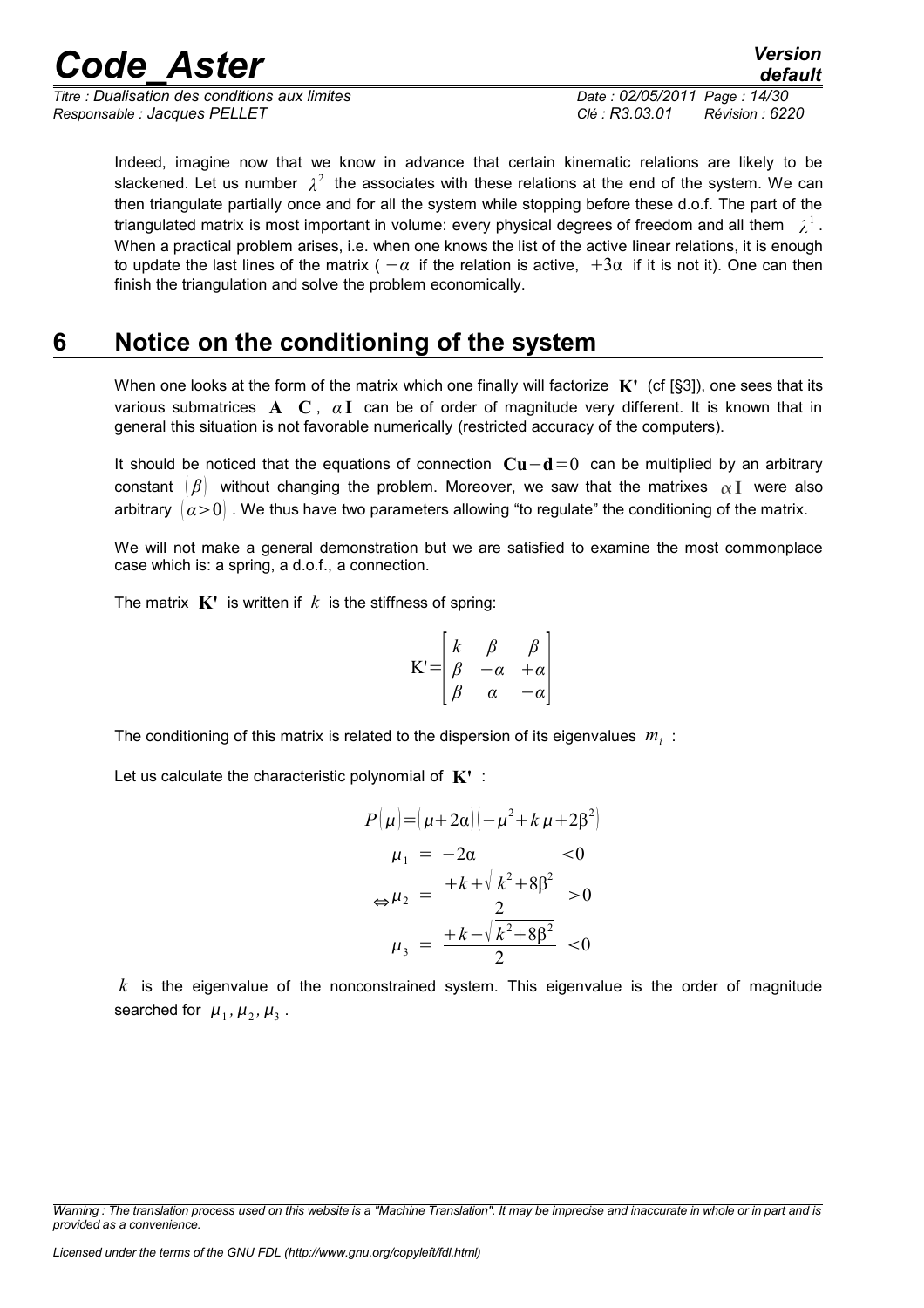Indeed, imagine now that we know in advance that certain kinematic relations are likely to be slackened. Let us number $\lambda^2$ the associates with these relations at the end of the system. We can then triangulate partially once and for all the system while stopping before these d.o.f. The part of the triangulated matrix is most important in volume: every physical degrees of freedom and all them $\lambda^1$. When a practical problem arises, i.e. when one knows the list of the active linear relations, it is enough to update the last lines of the matrix ( $-\alpha$ if the relation is active, $+3\alpha$ if it is not it). One can then finish the triangulation and solve the problem economically.

# 6 Notice on the conditioning of the system

When one looks at the form of the matrix which one finally will factorize $\mathbf{K'}$ (cf [§3]), one sees that its various submatrices $\mathbf{A}$ $\mathbf{C}$, $\alpha\mathbf{I}$ can be of order of magnitude very different. It is known that in general this situation is not favorable numerically (restricted accuracy of the computers).

It should be noticed that the equations of connection $\mathbf{Cu}-\mathbf{d}=0$ can be multiplied by an arbitrary constant $(\beta)$ without changing the problem. Moreover, we saw that the matrixes $\alpha\mathbf{I}$ were also arbitrary $(\alpha>0)$. We thus have two parameters allowing "to regulate" the conditioning of the matrix.

We will not make a general demonstration but we are satisfied to examine the most commonplace case which is: a spring, a d.o.f., a connection.

The matrix $\mathbf{K'}$ is written if $k$ is the stiffness of spring:

$$\mathrm{K'}=\begin{bmatrix} k & \beta & \beta \\ \beta & -\alpha & +\alpha \\ \beta & \alpha & -\alpha \end{bmatrix}$$

The conditioning of this matrix is related to the dispersion of its eigenvalues $m_i$ :

Let us calculate the characteristic polynomial of $\mathbf{K'}$ :

$$P(\mu)=(\mu+2\alpha)\left(-\mu^2+k\mu+2\beta^2\right)$$

$$\Leftrightarrow \begin{aligned} \mu_1 &= -2\alpha & <0 \\ \mu_2 &= \frac{+k+\sqrt{k^2+8\beta^2}}{2} & >0 \\ \mu_3 &= \frac{+k-\sqrt{k^2+8\beta^2}}{2} & <0 \end{aligned}$$

$k$ is the eigenvalue of the nonconstrained system. This eigenvalue is the order of magnitude searched for $\mu_1, \mu_2, \mu_3$.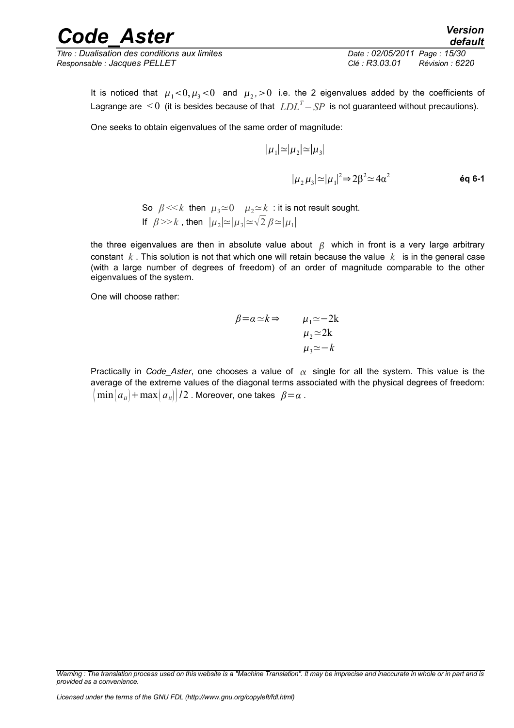It is noticed that $\mu_1 < 0, \mu_3 < 0$ and $\mu_{2}, > 0$ i.e. the 2 eigenvalues added by the coefficients of Lagrange are $< 0$ (it is besides because of that $LDL^T - SP$ is not guaranteed without precautions).

One seeks to obtain eigenvalues of the same order of magnitude:

$$|\mu_1| \simeq |\mu_2| \simeq |\mu_3|$$

$$|\mu_2 \mu_3| \simeq |\mu_1|^2 \Rightarrow 2\beta^2 \simeq 4\alpha^2 \qquad \textbf{éq 6-1}$$

So $\beta << k$ then $\mu_3 \simeq 0 \quad \mu_2 \simeq k$ : it is not result sought.
If $\beta >> k$ , then $|\mu_2| \simeq |\mu_3| \simeq \sqrt{2}\,\beta \simeq |\mu_1|$

the three eigenvalues are then in absolute value about $\beta$ which in front is a very large arbitrary constant $k$ . This solution is not that which one will retain because the value $k$ is in the general case (with a large number of degrees of freedom) of an order of magnitude comparable to the other eigenvalues of the system.

One will choose rather:

$$\beta = \alpha \simeq k \Rightarrow \qquad \begin{aligned} \mu_1 &\simeq -2\mathrm{k} \\ \mu_2 &\simeq 2\mathrm{k} \\ \mu_3 &\simeq -k \end{aligned}$$

Practically in *Code_Aster*, one chooses a value of $\alpha$ single for all the system. This value is the average of the extreme values of the diagonal terms associated with the physical degrees of freedom: $\left(\min(a_{ii}) + \max(a_{ii})\right)/2$ . Moreover, one takes $\beta = \alpha$ .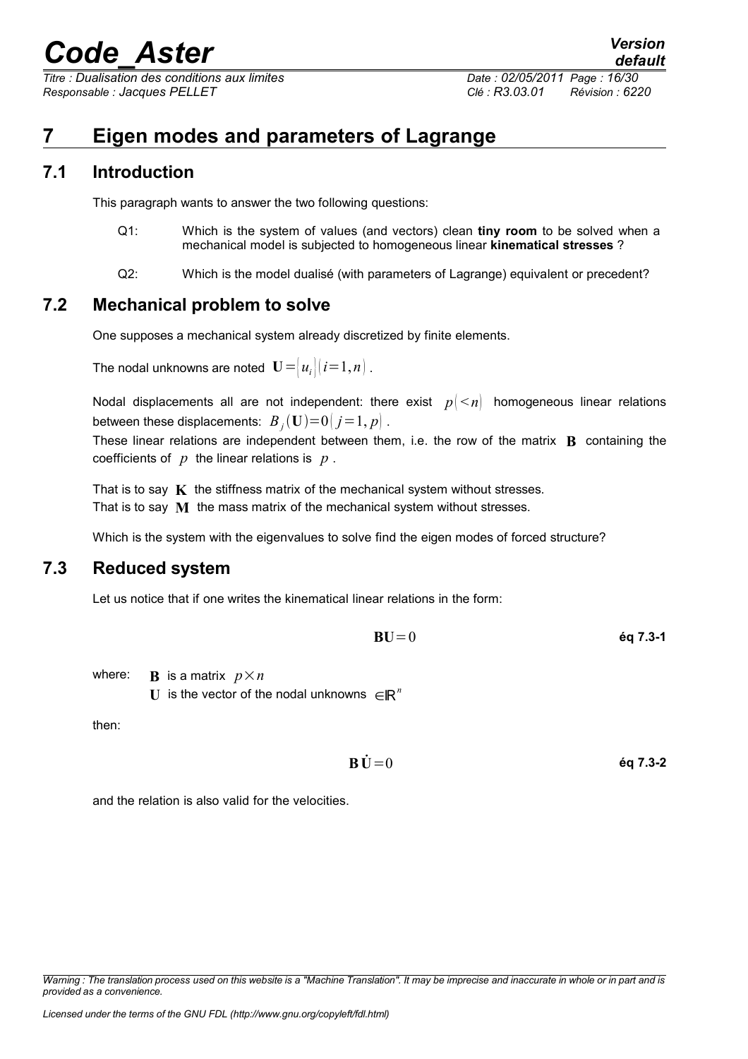# 7 Eigen modes and parameters of Lagrange

## 7.1 Introduction

This paragraph wants to answer the two following questions:

- Q1: Which is the system of values (and vectors) clean **tiny room** to be solved when a mechanical model is subjected to homogeneous linear **kinematical stresses** ?
- Q2: Which is the model dualisé (with parameters of Lagrange) equivalent or precedent?

## 7.2 Mechanical problem to solve

One supposes a mechanical system already discretized by finite elements.

The nodal unknowns are noted $\mathbf{U}=\{u_i\}(i=1,n)$.

Nodal displacements all are not independent: there exist $p(<n)$ homogeneous linear relations between these displacements: $B_j(\mathbf{U})=0(j=1,p)$.

These linear relations are independent between them, i.e. the row of the matrix $\mathbf{B}$ containing the coefficients of $p$ the linear relations is $p$.

That is to say $\mathbf{K}$ the stiffness matrix of the mechanical system without stresses.
That is to say $\mathbf{M}$ the mass matrix of the mechanical system without stresses.

Which is the system with the eigenvalues to solve find the eigen modes of forced structure?

## 7.3 Reduced system

Let us notice that if one writes the kinematical linear relations in the form:

$$\mathbf{B}\mathbf{U}=0 \qquad \text{éq 7.3-1}$$

where: $\mathbf{B}$ is a matrix $p\times n$
$\mathbf{U}$ is the vector of the nodal unknowns $\in\mathbb{R}^n$

then:

$$\mathbf{B}\dot{\mathbf{U}}=0 \qquad \text{éq 7.3-2}$$

and the relation is also valid for the velocities.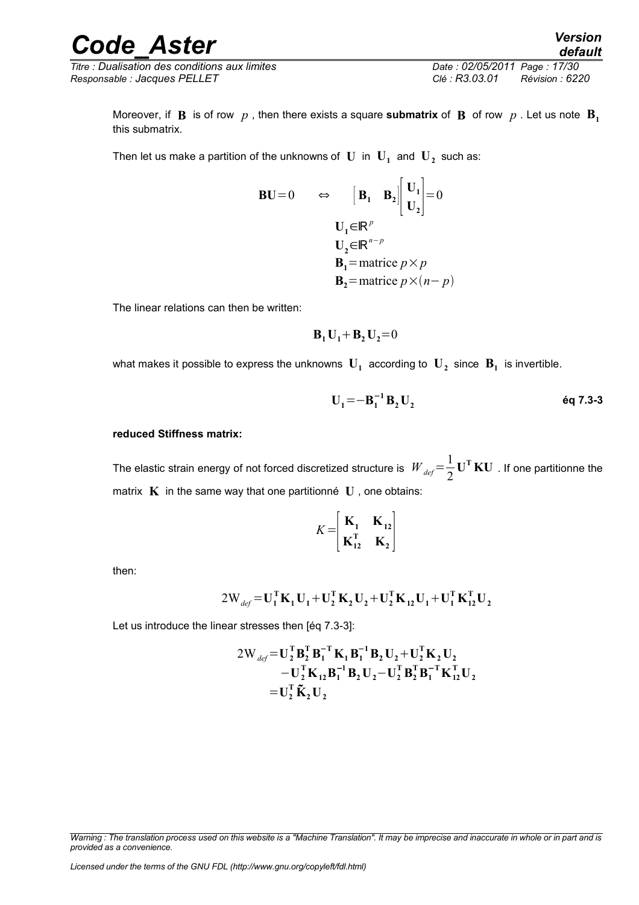Moreover, if $\mathbf{B}$ is of row $p$, then there exists a square **submatrix** of $\mathbf{B}$ of row $p$. Let us note $\mathbf{B_1}$ this submatrix.

Then let us make a partition of the unknowns of $\mathbf{U}$ in $\mathbf{U_1}$ and $\mathbf{U_2}$ such as:

$$\mathbf{BU}=0 \quad \Leftrightarrow \quad \begin{bmatrix} \mathbf{B_1} & \mathbf{B_2} \end{bmatrix} \begin{bmatrix} \mathbf{U_1} \\ \mathbf{U_2} \end{bmatrix} = 0$$

$$\begin{aligned} &\mathbf{U_1} \in \mathbb{R}^p \\ &\mathbf{U_2} \in \mathbb{R}^{n-p} \\ &\mathbf{B_1} = \text{matrice } p \times p \\ &\mathbf{B_2} = \text{matrice } p \times (n-p) \end{aligned}$$

The linear relations can then be written:

$$\mathbf{B_1 U_1} + \mathbf{B_2 U_2} = 0$$

what makes it possible to express the unknowns $\mathbf{U_1}$ according to $\mathbf{U_2}$ since $\mathbf{B_1}$ is invertible.

$$\mathbf{U_1} = -\mathbf{B_1^{-1} B_2 U_2} \qquad \textbf{éq 7.3-3}$$

**reduced Stiffness matrix:**

The elastic strain energy of not forced discretized structure is $W_{def} = \frac{1}{2} \mathbf{U^T K U}$. If one partitionne the matrix $\mathbf{K}$ in the same way that one partitionné $\mathbf{U}$, one obtains:

$$K = \begin{bmatrix} \mathbf{K_1} & \mathbf{K_{12}} \\ \mathbf{K_{12}^T} & \mathbf{K_2} \end{bmatrix}$$

then:

$$2\mathrm{W}_{def} = \mathbf{U_1^T K_1 U_1} + \mathbf{U_2^T K_2 U_2} + \mathbf{U_2^T K_{12} U_1} + \mathbf{U_1^T K_{12}^T U_2}$$

Let us introduce the linear stresses then [éq 7.3-3]:

$$\begin{aligned} 2\mathrm{W}_{def} &= \mathbf{U_2^T B_2^T B_1^{-T} K_1 B_1^{-1} B_2 U_2} + \mathbf{U_2^T K_2 U_2} \\ &\quad - \mathbf{U_2^T K_{12} B_1^{-1} B_2 U_2} - \mathbf{U_2^T B_2^T B_1^{-T} K_{12}^T U_2} \\ &= \mathbf{U_2^T \tilde{K}_2 U_2} \end{aligned}$$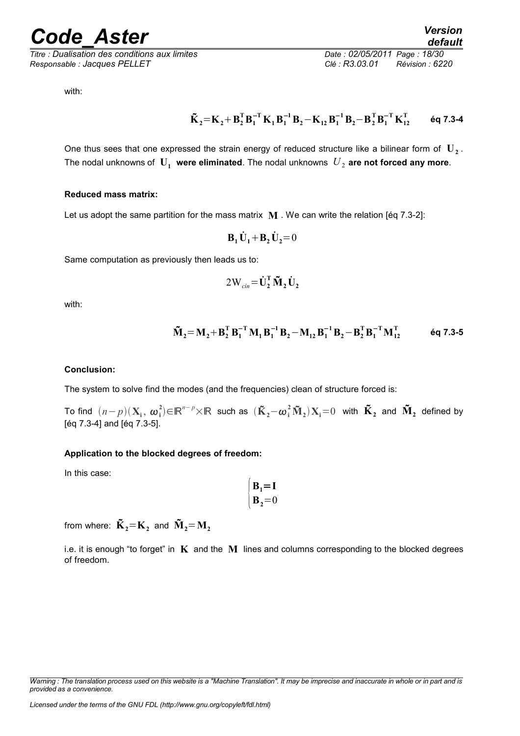with:

$$\tilde{\mathbf{K}}_2 = \mathbf{K}_2 + \mathbf{B}_2^T \mathbf{B}_1^{-T} \mathbf{K}_1 \mathbf{B}_1^{-1} \mathbf{B}_2 - \mathbf{K}_{12} \mathbf{B}_1^{-1} \mathbf{B}_2 - \mathbf{B}_2^T \mathbf{B}_1^{-T} \mathbf{K}_{12}^T \qquad \textbf{éq 7.3-4}$$

One thus sees that one expressed the strain energy of reduced structure like a bilinear form of $\mathbf{U}_2$. The nodal unknowns of $\mathbf{U}_1$ **were eliminated**. The nodal unknowns $U_2$ **are not forced any more**.

**Reduced mass matrix:**

Let us adopt the same partition for the mass matrix $\mathbf{M}$. We can write the relation [éq 7.3-2]:

$$\mathbf{B}_1 \dot{\mathbf{U}}_1 + \mathbf{B}_2 \dot{\mathbf{U}}_2 = 0$$

Same computation as previously then leads us to:

$$2 W_{cin} = \dot{\mathbf{U}}_2^T \tilde{\mathbf{M}}_2 \dot{\mathbf{U}}_2$$

with:

$$\tilde{\mathbf{M}}_2 = \mathbf{M}_2 + \mathbf{B}_2^T \mathbf{B}_1^{-T} \mathbf{M}_1 \mathbf{B}_1^{-1} \mathbf{B}_2 - \mathbf{M}_{12} \mathbf{B}_1^{-1} \mathbf{B}_2 - \mathbf{B}_2^T \mathbf{B}_1^{-T} \mathbf{M}_{12}^T \qquad \textbf{éq 7.3-5}$$

**Conclusion:**

The system to solve find the modes (and the frequencies) clean of structure forced is:

To find $(n-p)(\mathbf{X}_i, \omega_i^2) \in \mathbb{R}^{n-p} \times \mathbb{R}$ such as $(\tilde{\mathbf{K}}_2 - \omega_i^2 \tilde{\mathbf{M}}_2) \mathbf{X}_i = 0$ with $\tilde{\mathbf{K}}_2$ and $\tilde{\mathbf{M}}_2$ defined by [éq 7.3-4] and [éq 7.3-5].

**Application to the blocked degrees of freedom:**

In this case:

$$\begin{cases} \mathbf{B}_1 = \mathbf{I} \\ \mathbf{B}_2 = 0 \end{cases}$$

from where: $\tilde{\mathbf{K}}_2 = \mathbf{K}_2$ and $\tilde{\mathbf{M}}_2 = \mathbf{M}_2$

i.e. it is enough "to forget" in $\mathbf{K}$ and the $\mathbf{M}$ lines and columns corresponding to the blocked degrees of freedom.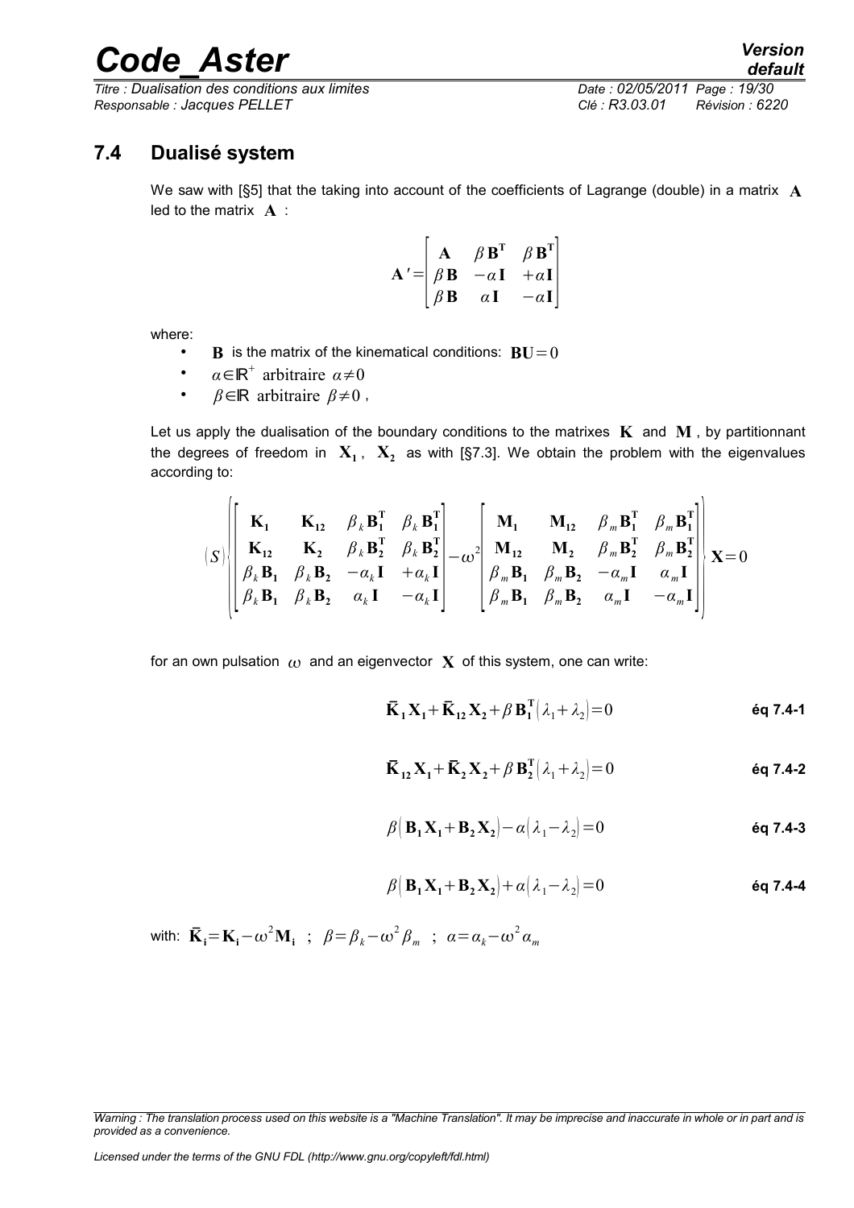## 7.4 Dualisé system

We saw with [§5] that the taking into account of the coefficients of Lagrange (double) in a matrix $\mathbf{A}$ led to the matrix $\mathbf{A}$ :

$$\mathbf{A}'=\begin{bmatrix} \mathbf{A} & \beta\,\mathbf{B}^{\mathbf{T}} & \beta\,\mathbf{B}^{\mathbf{T}} \\ \beta\,\mathbf{B} & -\alpha\,\mathbf{I} & +\alpha\,\mathbf{I} \\ \beta\,\mathbf{B} & \alpha\,\mathbf{I} & -\alpha\,\mathbf{I} \end{bmatrix}$$

where:

- $\mathbf{B}$ is the matrix of the kinematical conditions: $\mathbf{BU}=0$
- $\alpha\in\mathbb{R}^{+}$ arbitraire $\alpha\neq 0$
- $\beta\in\mathbb{R}$ arbitraire $\beta\neq 0$ ,

Let us apply the dualisation of the boundary conditions to the matrixes $\mathbf{K}$ and $\mathbf{M}$ , by partitionnant the degrees of freedom in $\mathbf{X_1}$ , $\mathbf{X_2}$ as with [§7.3]. We obtain the problem with the eigenvalues according to:

$$(S)\left(\begin{bmatrix} \mathbf{K_1} & \mathbf{K_{12}} & \beta_k\,\mathbf{B_1^T} & \beta_k\,\mathbf{B_1^T} \\ \mathbf{K_{12}} & \mathbf{K_2} & \beta_k\,\mathbf{B_2^T} & \beta_k\,\mathbf{B_2^T} \\ \beta_k\,\mathbf{B_1} & \beta_k\,\mathbf{B_2} & -\alpha_k\,\mathbf{I} & +\alpha_k\,\mathbf{I} \\ \beta_k\,\mathbf{B_1} & \beta_k\,\mathbf{B_2} & \alpha_k\,\mathbf{I} & -\alpha_k\,\mathbf{I} \end{bmatrix} -\omega^2 \begin{bmatrix} \mathbf{M_1} & \mathbf{M_{12}} & \beta_m\,\mathbf{B_1^T} & \beta_m\,\mathbf{B_1^T} \\ \mathbf{M_{12}} & \mathbf{M_2} & \beta_m\,\mathbf{B_2^T} & \beta_m\,\mathbf{B_2^T} \\ \beta_m\,\mathbf{B_1} & \beta_m\,\mathbf{B_2} & -\alpha_m\,\mathbf{I} & \alpha_m\,\mathbf{I} \\ \beta_m\,\mathbf{B_1} & \beta_m\,\mathbf{B_2} & \alpha_m\,\mathbf{I} & -\alpha_m\,\mathbf{I} \end{bmatrix}\right)\mathbf{X}=0$$

for an own pulsation $\omega$ and an eigenvector $\mathbf{X}$ of this system, one can write:

$$\bar{\mathbf{K}}_\mathbf{1}\,\mathbf{X_1}+\bar{\mathbf{K}}_\mathbf{12}\,\mathbf{X_2}+\beta\,\mathbf{B_1^T}(\lambda_1+\lambda_2)=0 \qquad \textbf{éq 7.4-1}$$

$$\bar{\mathbf{K}}_\mathbf{12}\,\mathbf{X_1}+\bar{\mathbf{K}}_\mathbf{2}\,\mathbf{X_2}+\beta\,\mathbf{B_2^T}(\lambda_1+\lambda_2)=0 \qquad \textbf{éq 7.4-2}$$

$$\beta\big(\mathbf{B_1}\,\mathbf{X_1}+\mathbf{B_2}\,\mathbf{X_2}\big)-\alpha(\lambda_1-\lambda_2)=0 \qquad \textbf{éq 7.4-3}$$

$$\beta\big(\mathbf{B_1}\,\mathbf{X_1}+\mathbf{B_2}\,\mathbf{X_2}\big)+\alpha(\lambda_1-\lambda_2)=0 \qquad \textbf{éq 7.4-4}$$

with: $\bar{\mathbf{K}}_\mathbf{i}=\mathbf{K_i}-\omega^2\mathbf{M_i}$ ; $\beta=\beta_k-\omega^2\beta_m$ ; $\alpha=\alpha_k-\omega^2\alpha_m$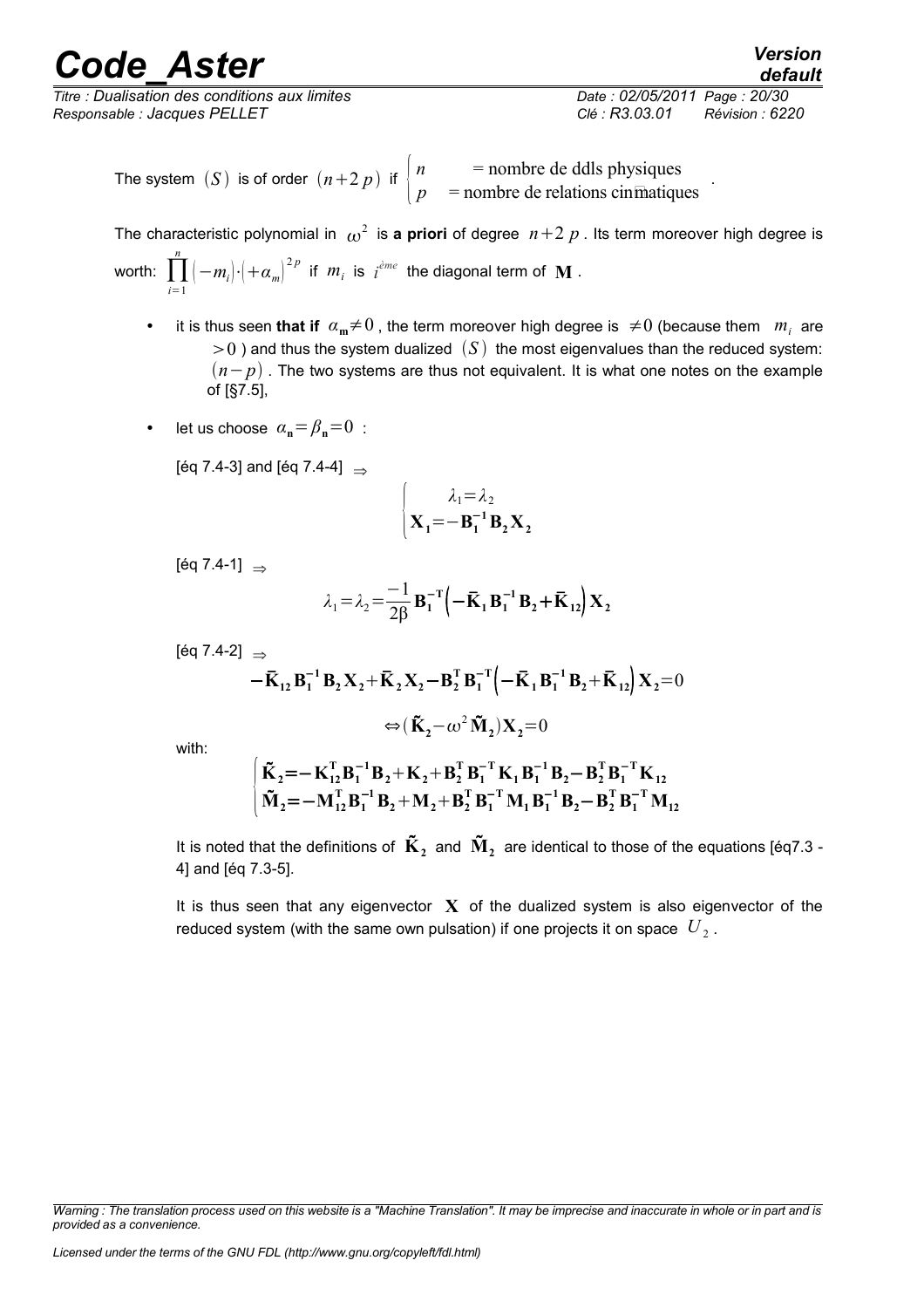The system $(S)$ is of order $(n+2\,p)$ if $\begin{cases} n & = \text{nombre de ddls physiques} \\ p & = \text{nombre de relations cinématiques} \end{cases}$.

The characteristic polynomial in $\omega^2$ is **a priori** of degree $n+2\,p$. Its term moreover high degree is worth: $\prod_{i=1}^{n} \left(-m_i\right) \cdot \left(+\alpha_m\right)^{2p}$ if $m_i$ is $i^{ème}$ the diagonal term of $\mathbf{M}$.

- it is thus seen **that if** $\alpha_{\mathbf{m}} \neq 0$, the term moreover high degree is $\neq 0$ (because them $m_i$ are $>0$) and thus the system dualized $(S)$ the most eigenvalues than the reduced system: $(n-p)$. The two systems are thus not equivalent. It is what one notes on the example of [§7.5],

- let us choose $\alpha_{\mathbf{n}} = \beta_{\mathbf{n}} = 0$ :

  [éq 7.4-3] and [éq 7.4-4] $\Rightarrow$

$$\begin{cases} \lambda_1 = \lambda_2 \\ \mathbf{X_1} = -\mathbf{B_1^{-1}} \mathbf{B_2} \mathbf{X_2} \end{cases}$$

  [éq 7.4-1] $\Rightarrow$

$$\lambda_1 = \lambda_2 = \frac{-1}{2\beta} \mathbf{B_1^{-T}} \left( -\bar{\mathbf{K}}_1 \mathbf{B_1^{-1}} \mathbf{B_2} + \bar{\mathbf{K}}_{12} \right) \mathbf{X_2}$$

  [éq 7.4-2] $\Rightarrow$

$$-\bar{\mathbf{K}}_{12} \mathbf{B_1^{-1}} \mathbf{B_2} \mathbf{X_2} + \bar{\mathbf{K}}_2 \mathbf{X_2} - \mathbf{B_2^T} \mathbf{B_1^{-T}} \left( -\bar{\mathbf{K}}_1 \mathbf{B_1^{-1}} \mathbf{B_2} + \bar{\mathbf{K}}_{12} \right) \mathbf{X_2} = 0$$

$$\Leftrightarrow (\tilde{\mathbf{K}}_2 - \omega^2 \tilde{\mathbf{M}}_2) \mathbf{X_2} = 0$$

  with:

$$\begin{cases} \tilde{\mathbf{K}}_2 = -\mathbf{K_{12}^T} \mathbf{B_1^{-1}} \mathbf{B_2} + \mathbf{K_2} + \mathbf{B_2^T} \mathbf{B_1^{-T}} \mathbf{K_1} \mathbf{B_1^{-1}} \mathbf{B_2} - \mathbf{B_2^T} \mathbf{B_1^{-T}} \mathbf{K_{12}} \\ \tilde{\mathbf{M}}_2 = -\mathbf{M_{12}^T} \mathbf{B_1^{-1}} \mathbf{B_2} + \mathbf{M_2} + \mathbf{B_2^T} \mathbf{B_1^{-T}} \mathbf{M_1} \mathbf{B_1^{-1}} \mathbf{B_2} - \mathbf{B_2^T} \mathbf{B_1^{-T}} \mathbf{M_{12}} \end{cases}$$

  It is noted that the definitions of $\tilde{\mathbf{K}}_2$ and $\tilde{\mathbf{M}}_2$ are identical to those of the equations [éq7.3 - 4] and [éq 7.3-5].

  It is thus seen that any eigenvector $\mathbf{X}$ of the dualized system is also eigenvector of the reduced system (with the same own pulsation) if one projects it on space $U_2$.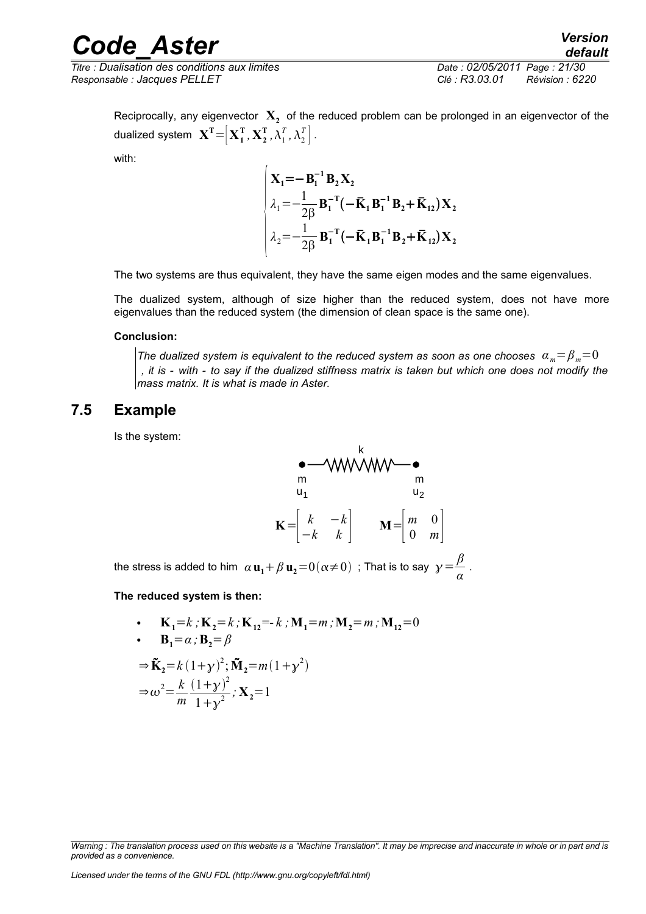Reciprocally, any eigenvector $\mathbf{X_2}$ of the reduced problem can be prolonged in an eigenvector of the dualized system $\mathbf{X^T}=\left[\mathbf{X_1^T}, \mathbf{X_2^T}, \lambda_1^T, \lambda_2^T\right]$.

with:

$$
\begin{cases}
\mathbf{X_1} = -\mathbf{B_1^{-1}} \mathbf{B_2} \mathbf{X_2} \\
\lambda_1 = -\dfrac{1}{2\beta} \mathbf{B_1^{-T}} \left(-\bar{\mathbf{K}}_1 \mathbf{B_1^{-1}} \mathbf{B_2} + \bar{\mathbf{K}}_{12}\right) \mathbf{X_2} \\
\lambda_2 = -\dfrac{1}{2\beta} \mathbf{B_1^{-T}} \left(-\bar{\mathbf{K}}_1 \mathbf{B_1^{-1}} \mathbf{B_2} + \bar{\mathbf{K}}_{12}\right) \mathbf{X_2}
\end{cases}
$$

The two systems are thus equivalent, they have the same eigen modes and the same eigenvalues.

The dualized system, although of size higher than the reduced system, does not have more eigenvalues than the reduced system (the dimension of clean space is the same one).

**Conclusion:**

*The dualized system is equivalent to the reduced system as soon as one chooses $\alpha_m = \beta_m = 0$, it is - with - to say if the dualized stiffness matrix is taken but which one does not modify the mass matrix. It is what is made in Aster.*

## 7.5 Example

Is the system:

k

m $u_1$ — m $u_2$

$$\mathbf{K} = \begin{bmatrix} k & -k \\ -k & k \end{bmatrix} \qquad \mathbf{M} = \begin{bmatrix} m & 0 \\ 0 & m \end{bmatrix}$$

the stress is added to him $\alpha\, \mathbf{u_1} + \beta\, \mathbf{u_2} = 0 (\alpha \neq 0)$ ; That is to say $\gamma = \dfrac{\beta}{\alpha}$.

**The reduced system is then:**

- $\mathbf{K_1} = k\,;\, \mathbf{K_2} = k\,;\, \mathbf{K_{12}} = -k\,;\, \mathbf{M_1} = m\,;\, \mathbf{M_2} = m\,;\, \mathbf{M_{12}} = 0$
- $\mathbf{B_1} = \alpha\,;\, \mathbf{B_2} = \beta$

$$\Rightarrow \tilde{\mathbf{K}}_2 = k(1+\gamma)^2 ; \tilde{\mathbf{M}}_2 = m(1+\gamma^2)$$

$$\Rightarrow \omega^2 = \frac{k}{m} \frac{(1+\gamma)^2}{1+\gamma^2} ; \mathbf{X_2} = 1$$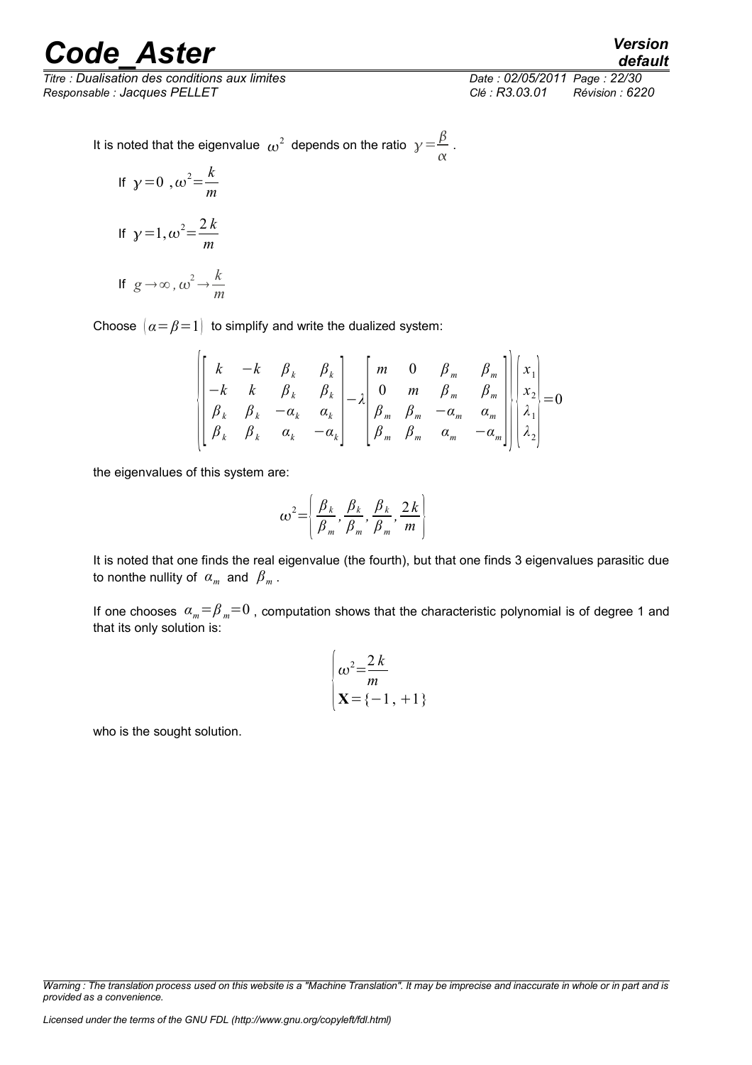It is noted that the eigenvalue $\omega^2$ depends on the ratio $\gamma=\frac{\beta}{\alpha}$.

If $\gamma=0$ , $\omega^2=\frac{k}{m}$

If $\gamma=1, \omega^2=\frac{2k}{m}$

If $g\to\infty, \omega^2\to\frac{k}{m}$

Choose $(\alpha=\beta=1)$ to simplify and write the dualized system:

$$\left\{\begin{bmatrix} k & -k & \beta_k & \beta_k \\ -k & k & \beta_k & \beta_k \\ \beta_k & \beta_k & -\alpha_k & \alpha_k \\ \beta_k & \beta_k & \alpha_k & -\alpha_k \end{bmatrix} - \lambda \begin{bmatrix} m & 0 & \beta_m & \beta_m \\ 0 & m & \beta_m & \beta_m \\ \beta_m & \beta_m & -\alpha_m & \alpha_m \\ \beta_m & \beta_m & \alpha_m & -\alpha_m \end{bmatrix}\right\} \begin{Bmatrix} x_1 \\ x_2 \\ \lambda_1 \\ \lambda_2 \end{Bmatrix} = 0$$

the eigenvalues of this system are:

$$\omega^2=\left\{\frac{\beta_k}{\beta_m}, \frac{\beta_k}{\beta_m}, \frac{\beta_k}{\beta_m}, \frac{2k}{m}\right\}$$

It is noted that one finds the real eigenvalue (the fourth), but that one finds 3 eigenvalues parasitic due to nonthe nullity of $\alpha_m$ and $\beta_m$.

If one chooses $\alpha_m=\beta_m=0$, computation shows that the characteristic polynomial is of degree 1 and that its only solution is:

$$\begin{cases} \omega^2=\frac{2k}{m} \\ \mathbf{X}=\{-1, +1\} \end{cases}$$

who is the sought solution.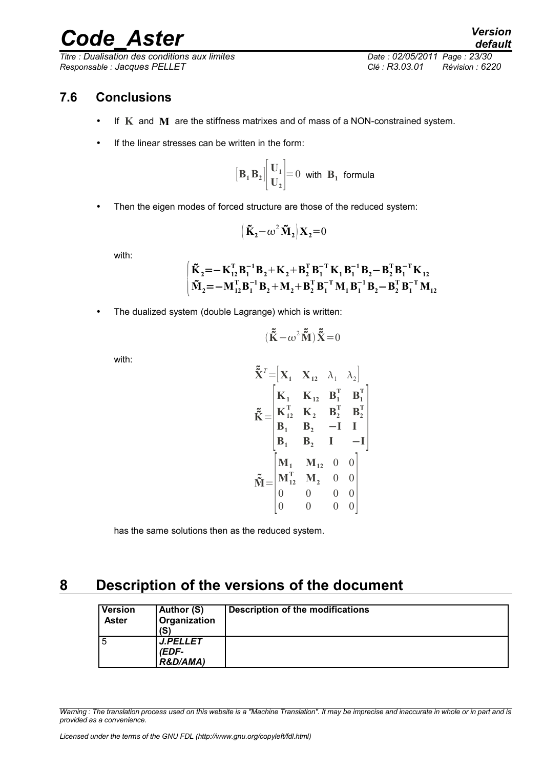## 7.6 Conclusions

- If $\mathbf{K}$ and $\mathbf{M}$ are the stiffness matrixes and of mass of a NON-constrained system.
- If the linear stresses can be written in the form:

$$[\mathbf{B}_1\,\mathbf{B}_2]\begin{bmatrix}\mathbf{U}_1\\\mathbf{U}_2\end{bmatrix}=0 \text{ with } \mathbf{B}_1 \text{ formula}$$

- Then the eigen modes of forced structure are those of the reduced system:

$$\left(\tilde{\mathbf{K}}_2-\omega^2\tilde{\mathbf{M}}_2\right)\mathbf{X}_2=0$$

with:

$$\begin{cases}\tilde{\mathbf{K}}_2=-\mathbf{K}_{12}^{\mathbf{T}}\mathbf{B}_1^{-1}\mathbf{B}_2+\mathbf{K}_2+\mathbf{B}_2^{\mathbf{T}}\mathbf{B}_1^{-\mathbf{T}}\mathbf{K}_1\mathbf{B}_1^{-1}\mathbf{B}_2-\mathbf{B}_2^{\mathbf{T}}\mathbf{B}_1^{-\mathbf{T}}\mathbf{K}_{12}\\\tilde{\mathbf{M}}_2=-\mathbf{M}_{12}^{\mathbf{T}}\mathbf{B}_1^{-1}\mathbf{B}_2+\mathbf{M}_2+\mathbf{B}_2^{\mathbf{T}}\mathbf{B}_1^{-\mathbf{T}}\mathbf{M}_1\mathbf{B}_1^{-1}\mathbf{B}_2-\mathbf{B}_2^{\mathbf{T}}\mathbf{B}_1^{-\mathbf{T}}\mathbf{M}_{12}\end{cases}$$

- The dualized system (double Lagrange) which is written:

$$(\tilde{\tilde{\mathbf{K}}}-\omega^2\tilde{\tilde{\mathbf{M}}})\tilde{\tilde{\mathbf{X}}}=0$$

with:

$$\tilde{\tilde{\mathbf{X}}}^T=\begin{bmatrix}\mathbf{X}_1 & \mathbf{X}_{12} & \lambda_1 & \lambda_2\end{bmatrix}$$

$$\tilde{\tilde{\mathbf{K}}}=\begin{bmatrix}\mathbf{K}_1 & \mathbf{K}_{12} & \mathbf{B}_1^{\mathbf{T}} & \mathbf{B}_1^{\mathbf{T}}\\\mathbf{K}_{12}^{\mathbf{T}} & \mathbf{K}_2 & \mathbf{B}_2^{\mathbf{T}} & \mathbf{B}_2^{\mathbf{T}}\\\mathbf{B}_1 & \mathbf{B}_2 & -\mathbf{I} & \mathbf{I}\\\mathbf{B}_1 & \mathbf{B}_2 & \mathbf{I} & -\mathbf{I}\end{bmatrix}$$

$$\tilde{\tilde{\mathbf{M}}}=\begin{bmatrix}\mathbf{M}_1 & \mathbf{M}_{12} & 0 & 0\\\mathbf{M}_{12}^{\mathbf{T}} & \mathbf{M}_2 & 0 & 0\\0 & 0 & 0 & 0\\0 & 0 & 0 & 0\end{bmatrix}$$

has the same solutions then as the reduced system.

# 8 Description of the versions of the document

| Version Aster | Author (S) Organization (S) | Description of the modifications |
|---|---|---|
| 5 | *J.PELLET (EDF-R&D/AMA)* | |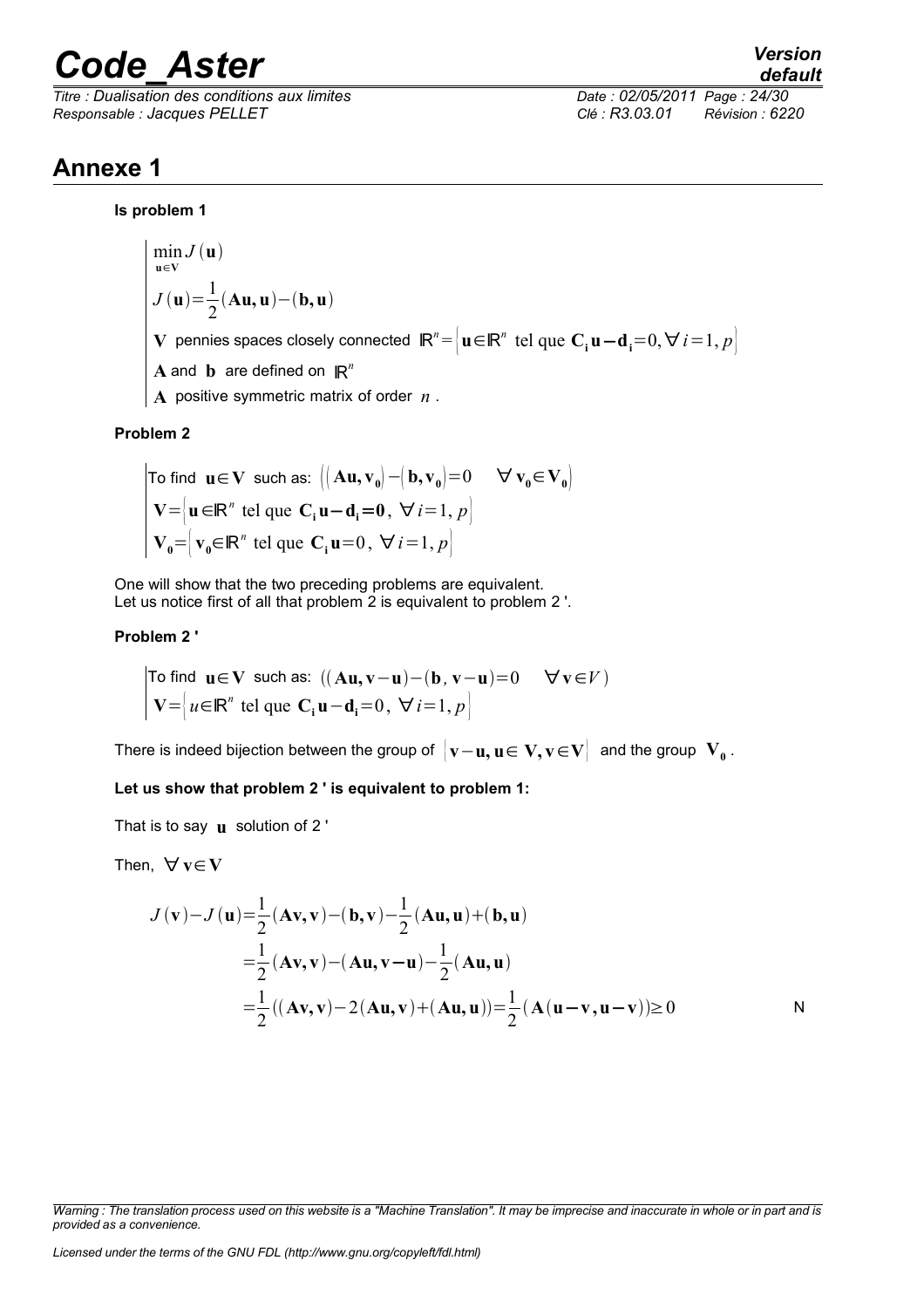# Annexe 1

**Is problem 1**

$$
\left|
\begin{array}{l}
\min_{\mathbf{u}\in\mathbf{V}} J(\mathbf{u}) \\
J(\mathbf{u})=\frac{1}{2}(\mathbf{Au},\mathbf{u})-(\mathbf{b},\mathbf{u}) \\
\mathbf{V} \text{ pennies spaces closely connected } \mathbb{R}^n=\left\{\mathbf{u}\in\mathbb{R}^n \text{ tel que } \mathbf{C_i u}-\mathbf{d_i}=0, \forall i=1,p\right\} \\
\mathbf{A} \text{ and } \mathbf{b} \text{ are defined on } \mathbb{R}^n \\
\mathbf{A} \text{ positive symmetric matrix of order } n\text{ .}
\end{array}
\right.
$$

**Problem 2**

$$
\left|
\begin{array}{l}
\text{To find } \mathbf{u}\in\mathbf{V} \text{ such as: } \left(\left(\mathbf{Au},\mathbf{v_0}\right)-\left(\mathbf{b},\mathbf{v_0}\right)=0 \quad \forall\, \mathbf{v_0}\in\mathbf{V_0}\right) \\
\mathbf{V}=\left\{\mathbf{u}\in\mathbb{R}^n \text{ tel que } \mathbf{C_i u}-\mathbf{d_i}=\mathbf{0},\ \forall i=1,p\right\} \\
\mathbf{V_0}=\left\{\mathbf{v_0}\in\mathbb{R}^n \text{ tel que } \mathbf{C_i u}=0,\ \forall i=1,p\right\}
\end{array}
\right.
$$

One will show that the two preceding problems are equivalent.
Let us notice first of all that problem 2 is equivalent to problem 2 '.

**Problem 2 '**

$$
\left|
\begin{array}{l}
\text{To find } \mathbf{u}\in\mathbf{V} \text{ such as: } \left((\mathbf{Au},\mathbf{v}-\mathbf{u})-(\mathbf{b},\mathbf{v}-\mathbf{u})=0 \quad \forall\, \mathbf{v}\in V\right) \\
\mathbf{V}=\left\{u\in\mathbb{R}^n \text{ tel que } \mathbf{C_i u}-\mathbf{d_i}=0,\ \forall i=1,p\right\}
\end{array}
\right.
$$

There is indeed bijection between the group of $\left\{\mathbf{v}-\mathbf{u},\mathbf{u}\in\mathbf{V},\mathbf{v}\in\mathbf{V}\right\}$ and the group $\mathbf{V_0}$.

**Let us show that problem 2 ' is equivalent to problem 1:**

That is to say $\mathbf{u}$ solution of 2 '

Then, $\forall\, \mathbf{v}\in\mathbf{V}$

$$
\begin{aligned}
J(\mathbf{v})-J(\mathbf{u}) &= \frac{1}{2}(\mathbf{Av},\mathbf{v})-(\mathbf{b},\mathbf{v})-\frac{1}{2}(\mathbf{Au},\mathbf{u})+(\mathbf{b},\mathbf{u}) \\
&= \frac{1}{2}(\mathbf{Av},\mathbf{v})-(\mathbf{Au},\mathbf{v}-\mathbf{u})-\frac{1}{2}(\mathbf{Au},\mathbf{u}) \\
&= \frac{1}{2}((\mathbf{Av},\mathbf{v})-2(\mathbf{Au},\mathbf{v})+(\mathbf{Au},\mathbf{u}))=\frac{1}{2}(\mathbf{A}(\mathbf{u}-\mathbf{v},\mathbf{u}-\mathbf{v}))\geq 0
\end{aligned}
\qquad \text{N}
$$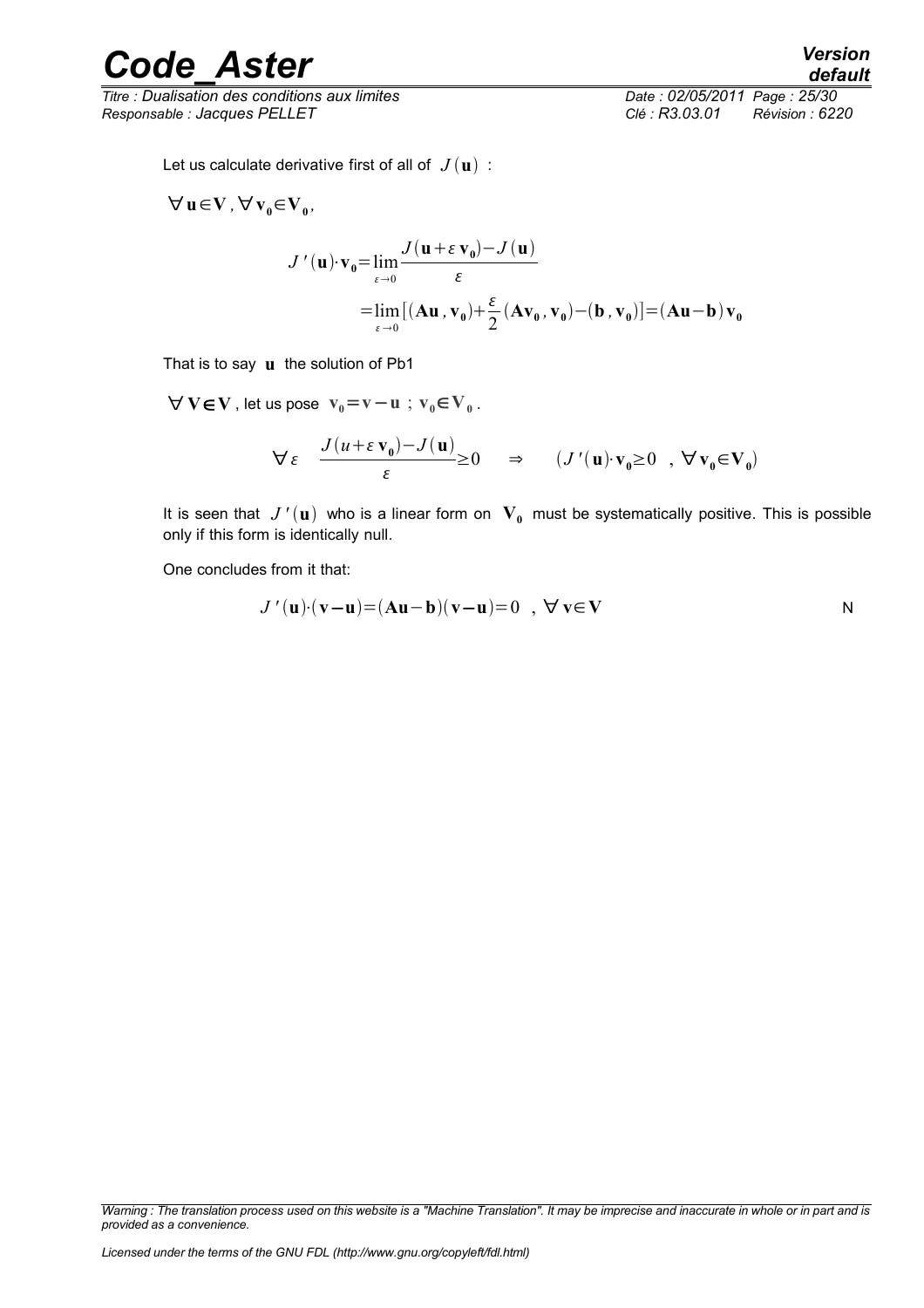Let us calculate derivative first of all of $J(\mathbf{u})$ :

$\forall \mathbf{u} \in \mathbf{V}, \forall \mathbf{v_0} \in \mathbf{V_0}$,

$$J'(\mathbf{u}) \cdot \mathbf{v_0} = \lim_{\varepsilon \to 0} \frac{J(\mathbf{u} + \varepsilon \, \mathbf{v_0}) - J(\mathbf{u})}{\varepsilon}$$

$$= \lim_{\varepsilon \to 0} \left[ (\mathbf{Au}, \mathbf{v_0}) + \frac{\varepsilon}{2} (\mathbf{Av_0}, \mathbf{v_0}) - (\mathbf{b}, \mathbf{v_0}) \right] = (\mathbf{Au} - \mathbf{b}) \mathbf{v_0}$$

That is to say $\mathbf{u}$ the solution of Pb1

$\forall \, \mathbf{V} \in \mathbf{V}$, let us pose $\mathbf{v_0} = \mathbf{v} - \mathbf{u}$ ; $\mathbf{v_0} \in \mathbf{V_0}$.

$$\forall \, \varepsilon \quad \frac{J(u + \varepsilon \, \mathbf{v_0}) - J(\mathbf{u})}{\varepsilon} \geq 0 \quad \Rightarrow \quad (J'(\mathbf{u}) \cdot \mathbf{v_0} \geq 0 \ \ , \ \forall \, \mathbf{v_0} \in \mathbf{V_0})$$

It is seen that $J'(\mathbf{u})$ who is a linear form on $\mathbf{V_0}$ must be systematically positive. This is possible only if this form is identically null.

One concludes from it that:

$$J'(\mathbf{u}) \cdot (\mathbf{v} - \mathbf{u}) = (\mathbf{Au} - \mathbf{b})(\mathbf{v} - \mathbf{u}) = 0 \ \ , \ \forall \, \mathbf{v} \in \mathbf{V} \qquad \text{N}$$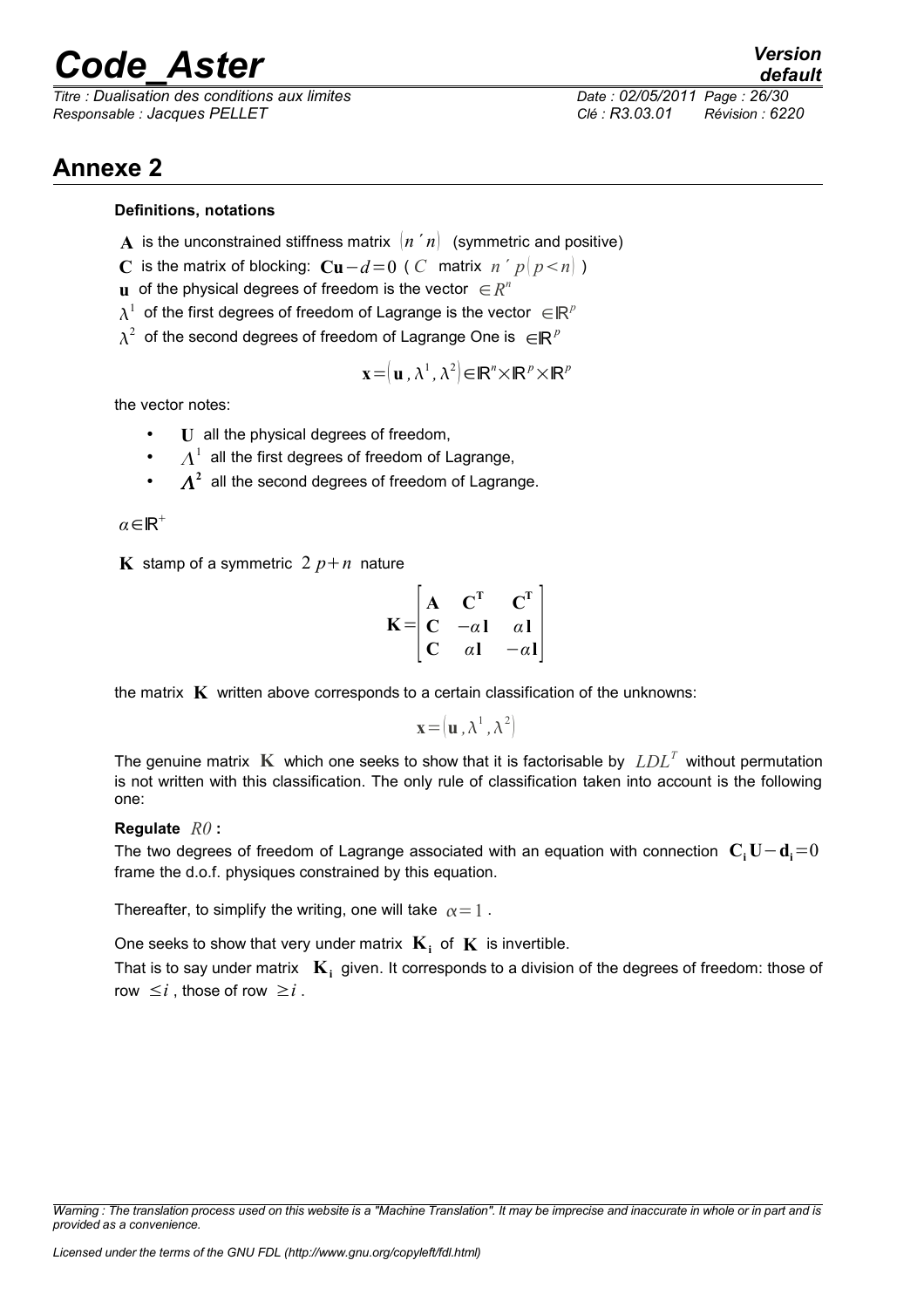## Annexe 2

**Definitions, notations**

$\mathbf{A}$ is the unconstrained stiffness matrix $(n \times n)$ (symmetric and positive)

$\mathbf{C}$ is the matrix of blocking: $\mathbf{Cu}-d=0$ ( $C$ matrix $n \times p(p<n)$ )

$\mathbf{u}$ of the physical degrees of freedom is the vector $\in R^n$

$\lambda^1$ of the first degrees of freedom of Lagrange is the vector $\in \mathbb{R}^p$

$\lambda^2$ of the second degrees of freedom of Lagrange One is $\in \mathbb{R}^p$

$$\mathbf{x}=(\mathbf{u}, \lambda^1, \lambda^2) \in \mathbb{R}^n \times \mathbb{R}^p \times \mathbb{R}^p$$

the vector notes:

- $\mathbf{U}$ all the physical degrees of freedom,
- $\Lambda^1$ all the first degrees of freedom of Lagrange,
- $\boldsymbol{\Lambda}^2$ all the second degrees of freedom of Lagrange.

$\alpha \in \mathbb{R}^+$

$\mathbf{K}$ stamp of a symmetric $2\,p+n$ nature

$$\mathbf{K}=\begin{bmatrix} \mathbf{A} & \mathbf{C}^{\mathbf{T}} & \mathbf{C}^{\mathbf{T}} \\ \mathbf{C} & -\alpha \mathbf{l} & \alpha \mathbf{l} \\ \mathbf{C} & \alpha \mathbf{l} & -\alpha \mathbf{l} \end{bmatrix}$$

the matrix $\mathbf{K}$ written above corresponds to a certain classification of the unknowns:

$$\mathbf{x}=(\mathbf{u}, \lambda^1, \lambda^2)$$

The genuine matrix $\mathbf{K}$ which one seeks to show that it is factorisable by $LDL^T$ without permutation is not written with this classification. The only rule of classification taken into account is the following one:

**Regulate** $R0$ **:**
The two degrees of freedom of Lagrange associated with an equation with connection $\mathbf{C_i}\,\mathbf{U}-\mathbf{d_i}=0$ frame the d.o.f. physiques constrained by this equation.

Thereafter, to simplify the writing, one will take $\alpha=1$.

One seeks to show that very under matrix $\mathbf{K_i}$ of $\mathbf{K}$ is invertible.

That is to say under matrix $\mathbf{K_i}$ given. It corresponds to a division of the degrees of freedom: those of row $\leq i$, those of row $\geq i$.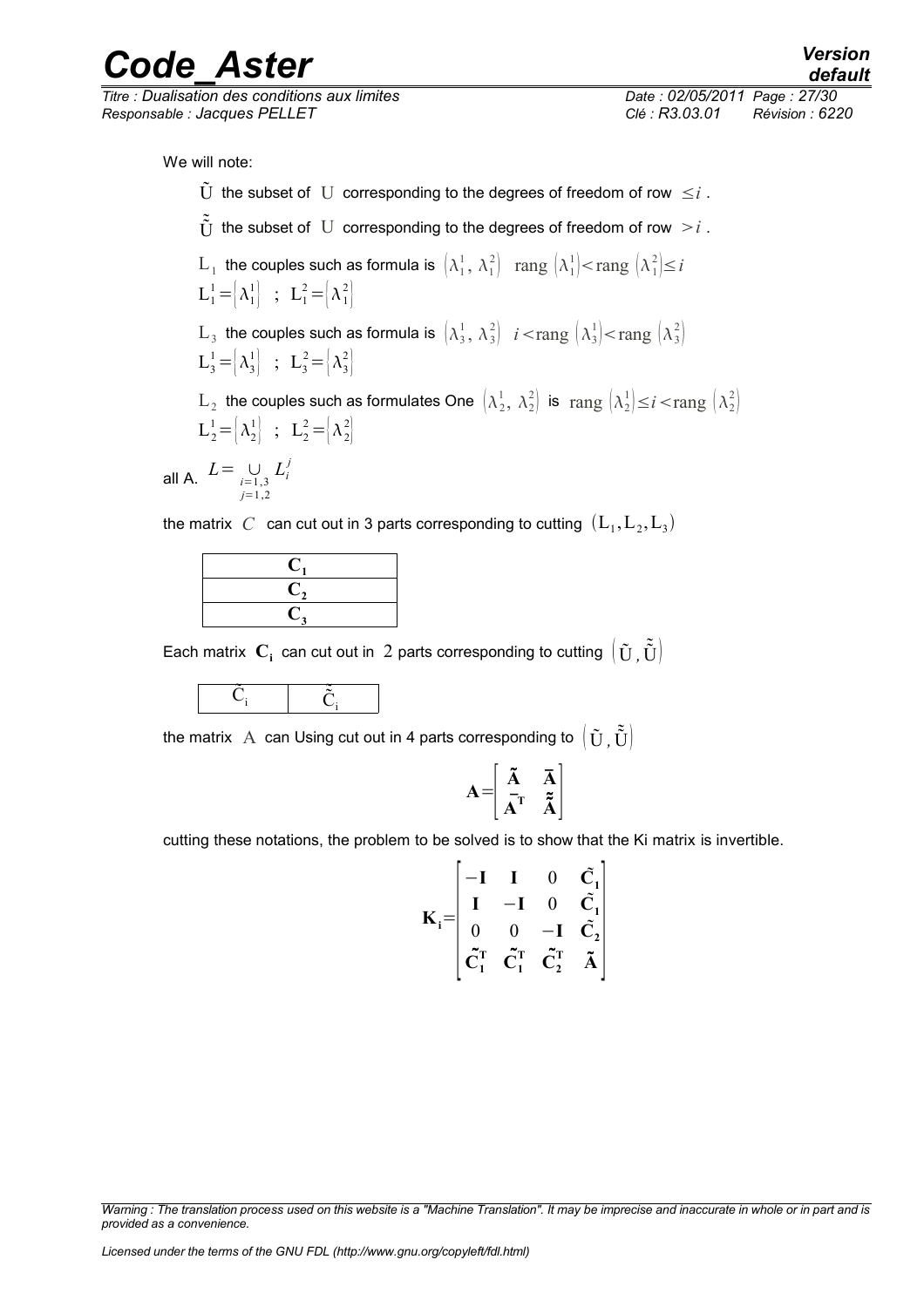We will note:

$\tilde{\mathrm{U}}$ the subset of $\mathrm{U}$ corresponding to the degrees of freedom of row $\leq i$ .

$\tilde{\tilde{\mathrm{U}}}$ the subset of $\mathrm{U}$ corresponding to the degrees of freedom of row $> i$ .

$\mathrm{L}_1$ the couples such as formula is $(\lambda_1^1,\, \lambda_1^2)$ $\;\mathrm{rang}\,(\lambda_1^1) < \mathrm{rang}\,(\lambda_1^2) \leq i$

$\mathrm{L}_1^1 = \{\lambda_1^1\}$ ; $\mathrm{L}_1^2 = \{\lambda_1^2\}$

$\mathrm{L}_3$ the couples such as formula is $(\lambda_3^1,\, \lambda_3^2)$ $\; i < \mathrm{rang}\,(\lambda_3^1) < \mathrm{rang}\,(\lambda_3^2)$

$\mathrm{L}_3^1 = \{\lambda_3^1\}$ ; $\mathrm{L}_3^2 = \{\lambda_3^2\}$

$\mathrm{L}_2$ the couples such as formulates One $(\lambda_2^1,\, \lambda_2^2)$ is $\mathrm{rang}\,(\lambda_2^1) \leq i < \mathrm{rang}\,(\lambda_2^2)$

$\mathrm{L}_2^1 = \{\lambda_2^1\}$ ; $\mathrm{L}_2^2 = \{\lambda_2^2\}$

all A. $L = \bigcup_{\substack{i=1,3 \\ j=1,2}} L_i^j$

the matrix $C$ can cut out in 3 parts corresponding to cutting $(\mathrm{L}_1, \mathrm{L}_2, \mathrm{L}_3)$

| $\mathbf{C_1}$ |
|---|
| $\mathbf{C_2}$ |
| $\mathbf{C_3}$ |

Each matrix $\mathbf{C_i}$ can cut out in $2$ parts corresponding to cutting $(\tilde{\mathrm{U}}, \tilde{\tilde{\mathrm{U}}})$

| $\tilde{\mathrm{C}}_{\mathrm{i}}$ | $\tilde{\tilde{\mathrm{C}}}_{\mathrm{i}}$ |
|---|---|

the matrix $\mathrm{A}$ can Using cut out in 4 parts corresponding to $(\tilde{\mathrm{U}}, \tilde{\tilde{\mathrm{U}}})$

$$\mathbf{A} = \begin{bmatrix} \tilde{\mathbf{A}} & \bar{\mathbf{A}} \\ \bar{\mathbf{A}}^{\mathbf{T}} & \tilde{\tilde{\mathbf{A}}} \end{bmatrix}$$

cutting these notations, the problem to be solved is to show that the Ki matrix is invertible.

$$\mathbf{K_i} = \begin{bmatrix} -\mathbf{I} & \mathbf{I} & 0 & \tilde{\mathbf{C}}_{\mathbf{1}} \\ \mathbf{I} & -\mathbf{I} & 0 & \tilde{\mathbf{C}}_{\mathbf{1}} \\ 0 & 0 & -\mathbf{I} & \tilde{\mathbf{C}}_{\mathbf{2}} \\ \tilde{\mathbf{C}}_{\mathbf{1}}^{\mathbf{T}} & \tilde{\mathbf{C}}_{\mathbf{1}}^{\mathbf{T}} & \tilde{\mathbf{C}}_{\mathbf{2}}^{\mathbf{T}} & \tilde{\mathbf{A}} \end{bmatrix}$$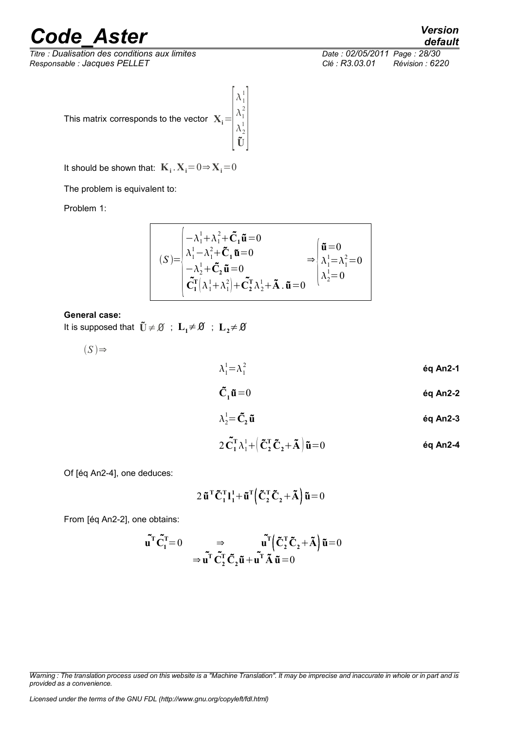This matrix corresponds to the vector $\mathbf{X_i} = \begin{bmatrix} \lambda_1^1 \\ \lambda_1^2 \\ \lambda_2^1 \\ \tilde{\mathbf{U}} \end{bmatrix}$

It should be shown that: $\mathbf{K_i} . \mathbf{X_i} = 0 \Rightarrow \mathbf{X_i} = 0$

The problem is equivalent to:

Problem 1:

$$(S) = \begin{cases} -\lambda_1^1 + \lambda_1^2 + \tilde{\mathbf{C}}_1 \tilde{\mathbf{u}} = 0 \\ \lambda_1^1 - \lambda_1^2 + \tilde{\mathbf{C}}_1 \tilde{\mathbf{u}} = 0 \\ -\lambda_2^1 + \tilde{\mathbf{C}}_2 \tilde{\mathbf{u}} = 0 \\ \tilde{\mathbf{C}}_1^{\mathbf{T}} \left( \lambda_1^1 + \lambda_1^2 \right) + \tilde{\mathbf{C}}_2^{\mathbf{T}} \lambda_2^1 + \tilde{\mathbf{A}} . \tilde{\mathbf{u}} = 0 \end{cases} \Rightarrow \begin{cases} \tilde{\mathbf{u}} = 0 \\ \lambda_1^1 = \lambda_1^2 = 0 \\ \lambda_2^1 = 0 \end{cases}$$

**General case:**

It is supposed that $\tilde{\mathbf{U}} \neq \varnothing$ ; $\mathbf{L_1} \neq \varnothing$ ; $\mathbf{L_2} \neq \varnothing$

$(S) \Rightarrow$

$$\lambda_1^1 = \lambda_1^2 \qquad \textbf{éq An2-1}$$

$$\tilde{\mathbf{C}}_1 \tilde{\mathbf{u}} = 0 \qquad \textbf{éq An2-2}$$

$$\lambda_2^1 = \tilde{\mathbf{C}}_2 \tilde{\mathbf{u}} \qquad \textbf{éq An2-3}$$

$$2 \tilde{\mathbf{C}}_1^{\mathbf{T}} \lambda_1^1 + \left( \tilde{\mathbf{C}}_2^{\mathbf{T}} \tilde{\mathbf{C}}_2 + \tilde{\mathbf{A}} \right) \tilde{\mathbf{u}} = 0 \qquad \textbf{éq An2-4}$$

Of [éq An2-4], one deduces:

$$2 \tilde{\mathbf{u}}^{\mathbf{T}} \tilde{\mathbf{C}}_1^{\mathbf{T}} \mathbf{l}_1^1 + \tilde{\mathbf{u}}^{\mathbf{T}} \left( \tilde{\mathbf{C}}_2^{\mathbf{T}} \tilde{\mathbf{C}}_2 + \tilde{\mathbf{A}} \right) \tilde{\mathbf{u}} = 0$$

From [éq An2-2], one obtains:

$$\tilde{\mathbf{u}}^{\mathbf{T}} \tilde{\mathbf{C}}_1^{\mathbf{T}} = 0 \qquad \Rightarrow \qquad \tilde{\mathbf{u}}^{\mathbf{T}} \left( \tilde{\mathbf{C}}_2^{\mathbf{T}} \tilde{\mathbf{C}}_2 + \tilde{\mathbf{A}} \right) \tilde{\mathbf{u}} = 0$$
$$\Rightarrow \tilde{\mathbf{u}}^{\mathbf{T}} \tilde{\mathbf{C}}_2^{\mathbf{T}} \tilde{\mathbf{C}}_2 \tilde{\mathbf{u}} + \tilde{\mathbf{u}}^{\mathbf{T}} \tilde{\mathbf{A}} \tilde{\mathbf{u}} = 0$$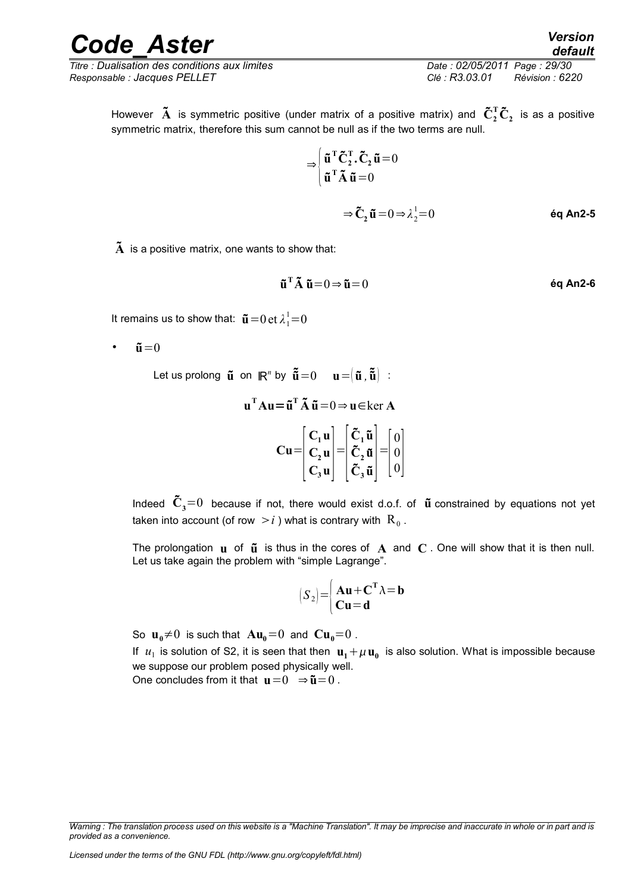However $\tilde{\mathbf{A}}$ is symmetric positive (under matrix of a positive matrix) and $\tilde{\mathbf{C}}_2^{\mathbf{T}}\tilde{\mathbf{C}}_2$ is as a positive symmetric matrix, therefore this sum cannot be null as if the two terms are null.

$$\Rightarrow \begin{cases} \tilde{\mathbf{u}}^{\mathbf{T}}\tilde{\mathbf{C}}_2^{\mathbf{T}}.\tilde{\mathbf{C}}_2\,\tilde{\mathbf{u}}=0 \\ \tilde{\mathbf{u}}^{\mathbf{T}}\tilde{\mathbf{A}}\,\tilde{\mathbf{u}}=0 \end{cases}$$

$$\Rightarrow \tilde{\mathbf{C}}_2\,\tilde{\mathbf{u}}=0 \Rightarrow \lambda_2^1=0 \qquad \textbf{éq An2-5}$$

$\tilde{\mathbf{A}}$ is a positive matrix, one wants to show that:

$$\tilde{\mathbf{u}}^{\mathbf{T}}\tilde{\mathbf{A}}\,\tilde{\mathbf{u}}=0 \Rightarrow \tilde{\mathbf{u}}=0 \qquad \textbf{éq An2-6}$$

It remains us to show that: $\tilde{\mathbf{u}}=0\,\text{et}\,\lambda_1^1=0$

- $\tilde{\mathbf{u}}=0$

  Let us prolong $\tilde{\mathbf{u}}$ on $\mathbb{R}^n$ by $\tilde{\tilde{\mathbf{u}}}=0 \quad \mathbf{u}=\left(\tilde{\mathbf{u}},\tilde{\tilde{\mathbf{u}}}\right)$ :

$$\mathbf{u}^{\mathbf{T}}\mathbf{A}\mathbf{u}=\tilde{\mathbf{u}}^{\mathbf{T}}\tilde{\mathbf{A}}\,\tilde{\mathbf{u}}=0 \Rightarrow \mathbf{u}\in\ker\mathbf{A}$$

$$\mathbf{C}\mathbf{u}=\begin{bmatrix}\mathbf{C}_1\mathbf{u}\\ \mathbf{C}_2\mathbf{u}\\ \mathbf{C}_3\mathbf{u}\end{bmatrix}=\begin{bmatrix}\tilde{\mathbf{C}}_1\tilde{\mathbf{u}}\\ \tilde{\mathbf{C}}_2\tilde{\mathbf{u}}\\ \tilde{\mathbf{C}}_3\tilde{\mathbf{u}}\end{bmatrix}=\begin{bmatrix}0\\0\\0\end{bmatrix}$$

  Indeed $\tilde{\mathbf{C}}_3=0$ because if not, there would exist d.o.f. of $\tilde{\mathbf{u}}$ constrained by equations not yet taken into account (of row $>i$ ) what is contrary with $\mathrm{R}_0$.

  The prolongation $\mathbf{u}$ of $\tilde{\mathbf{u}}$ is thus in the cores of $\mathbf{A}$ and $\mathbf{C}$. One will show that it is then null. Let us take again the problem with "simple Lagrange".

$$\left(S_2\right)=\begin{cases}\mathbf{A}\mathbf{u}+\mathbf{C}^{\mathbf{T}}\lambda=\mathbf{b}\\ \mathbf{C}\mathbf{u}=\mathbf{d}\end{cases}$$

  So $\mathbf{u}_0\neq 0$ is such that $\mathbf{A}\mathbf{u}_0=0$ and $\mathbf{C}\mathbf{u}_0=0$.
  If $u_1$ is solution of S2, it is seen that then $\mathbf{u}_1+\mu\,\mathbf{u}_0$ is also solution. What is impossible because we suppose our problem posed physically well.
  One concludes from it that $\mathbf{u}=0 \ \Rightarrow \tilde{\mathbf{u}}=0$.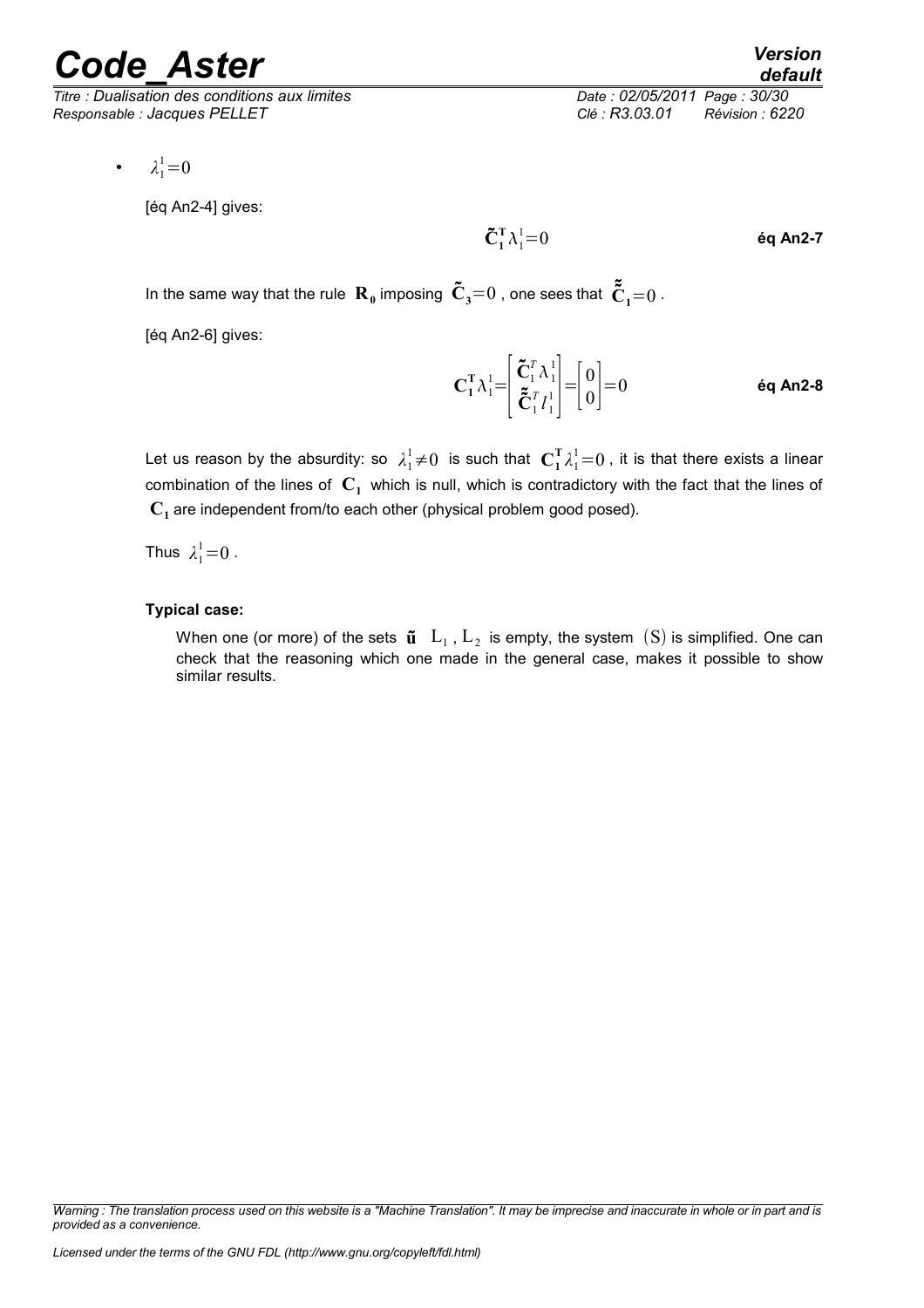- $\lambda_1^1 = 0$

  [éq An2-4] gives:

$$\tilde{\mathbf{C}}_1^{\mathbf{T}} \lambda_1^1 = 0 \qquad \textbf{éq An2-7}$$

In the same way that the rule $\mathbf{R_0}$ imposing $\tilde{\mathbf{C}}_3 = 0$ , one sees that $\tilde{\tilde{\mathbf{C}}}_1 = 0$ .

[éq An2-6] gives:

$$\mathbf{C}_1^{\mathbf{T}} \lambda_1^1 = \begin{bmatrix} \tilde{\mathbf{C}}_1^T \lambda_1^1 \\ \tilde{\tilde{\mathbf{C}}}_1^T l_1^1 \end{bmatrix} = \begin{bmatrix} 0 \\ 0 \end{bmatrix} = 0 \qquad \textbf{éq An2-8}$$

Let us reason by the absurdity: so $\lambda_1^1 \neq 0$ is such that $\mathbf{C}_1^{\mathbf{T}} \lambda_1^1 = 0$ , it is that there exists a linear combination of the lines of $\mathbf{C}_1$ which is null, which is contradictory with the fact that the lines of $\mathbf{C}_1$ are independent from/to each other (physical problem good posed).

Thus $\lambda_1^1 = 0$ .

**Typical case:**

When one (or more) of the sets $\tilde{\mathbf{u}}$ $L_1$ , $L_2$ is empty, the system $(S)$ is simplified. One can check that the reasoning which one made in the general case, makes it possible to show similar results.